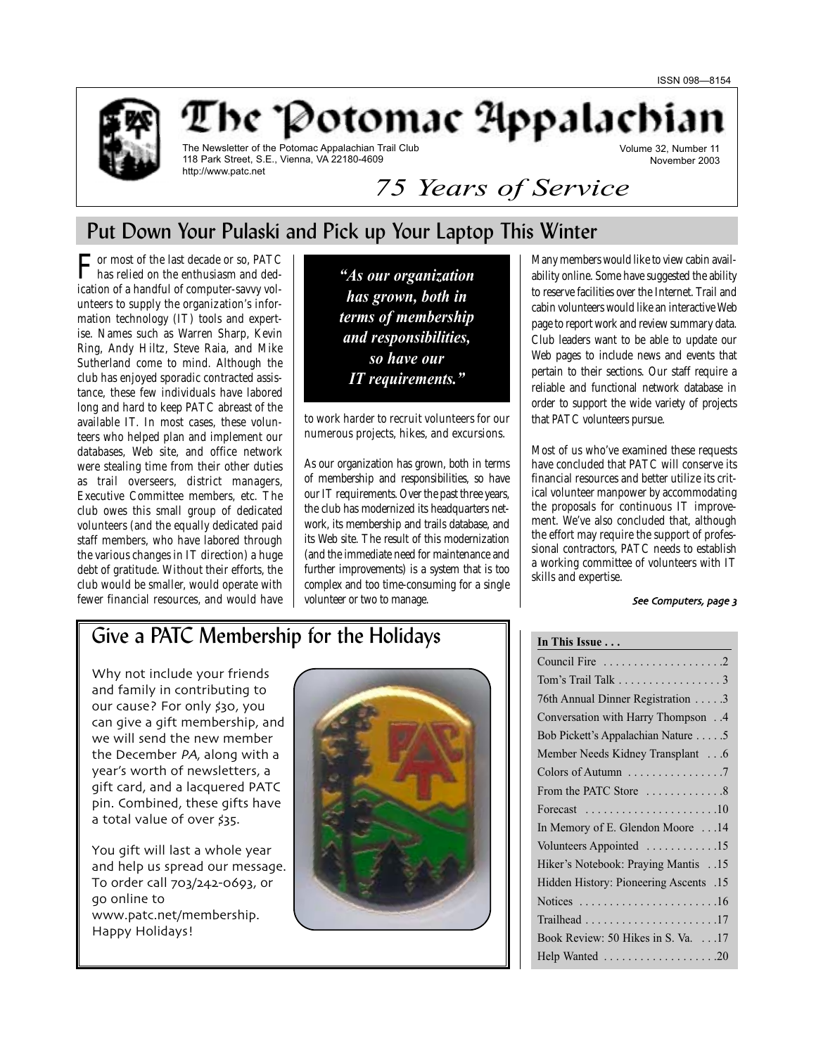ISSN 098—8154

# The Potomac Appalachian

The Newsletter of the Potomac Appalachian Trail Club
118 Park Street, S.E., Vienna, VA 22180-4609
http://www.patc.net

Volume 32, Number 11
November 2003

*75 Years of Service*

## Put Down Your Pulaski and Pick up Your Laptop This Winter

For most of the last decade or so, PATC has relied on the enthusiasm and dedication of a handful of computer-savvy volunteers to supply the organization's information technology (IT) tools and expertise. Names such as Warren Sharp, Kevin Ring, Andy Hiltz, Steve Raia, and Mike Sutherland come to mind. Although the club has enjoyed sporadic contracted assistance, these few individuals have labored long and hard to keep PATC abreast of the available IT. In most cases, these volunteers who helped plan and implement our databases, Web site, and office network were stealing time from their other duties as trail overseers, district managers, Executive Committee members, etc. The club owes this small group of dedicated volunteers (and the equally dedicated paid staff members, who have labored through the various changes in IT direction) a huge debt of gratitude. Without their efforts, the club would be smaller, would operate with fewer financial resources, and would have to work harder to recruit volunteers for our numerous projects, hikes, and excursions.

> ***"As our organization has grown, both in terms of membership and responsibilities, so have our IT requirements."***

As our organization has grown, both in terms of membership and responsibilities, so have our IT requirements. Over the past three years, the club has modernized its headquarters network, its membership and trails database, and its Web site. The result of this modernization (and the immediate need for maintenance and further improvements) is a system that is too complex and too time-consuming for a single volunteer or two to manage.

Many members would like to view cabin availability online. Some have suggested the ability to reserve facilities over the Internet. Trail and cabin volunteers would like an interactive Web page to report work and review summary data. Club leaders want to be able to update our Web pages to include news and events that pertain to their sections. Our staff require a reliable and functional network database in order to support the wide variety of projects that PATC volunteers pursue.

Most of us who've examined these requests have concluded that PATC will conserve its financial resources and better utilize its critical volunteer manpower by accommodating the proposals for continuous IT improvement. We've also concluded that, although the effort may require the support of professional contractors, PATC needs to establish a working committee of volunteers with IT skills and expertise.

*See Computers, page 3*

## Give a PATC Membership for the Holidays

Why not include your friends and family in contributing to our cause? For only $30, you can give a gift membership, and we will send the new member the December *PA*, along with a year's worth of newsletters, a gift card, and a lacquered PATC pin. Combined, these gifts have a total value of over $35.

You gift will last a whole year and help us spread our message. To order call 703/242-0693, or go online to www.patc.net/membership. Happy Holidays!

**In This Issue . . .**

| Article | Page |
|---|---|
| Council Fire | 2 |
| Tom's Trail Talk | 3 |
| 76th Annual Dinner Registration | 3 |
| Conversation with Harry Thompson | 4 |
| Bob Pickett's Appalachian Nature | 5 |
| Member Needs Kidney Transplant | 6 |
| Colors of Autumn | 7 |
| From the PATC Store | 8 |
| Forecast | 10 |
| In Memory of E. Glendon Moore | 14 |
| Volunteers Appointed | 15 |
| Hiker's Notebook: Praying Mantis | 15 |
| Hidden History: Pioneering Ascents | 15 |
| Notices | 16 |
| Trailhead | 17 |
| Book Review: 50 Hikes in S. Va. | 17 |
| Help Wanted | 20 |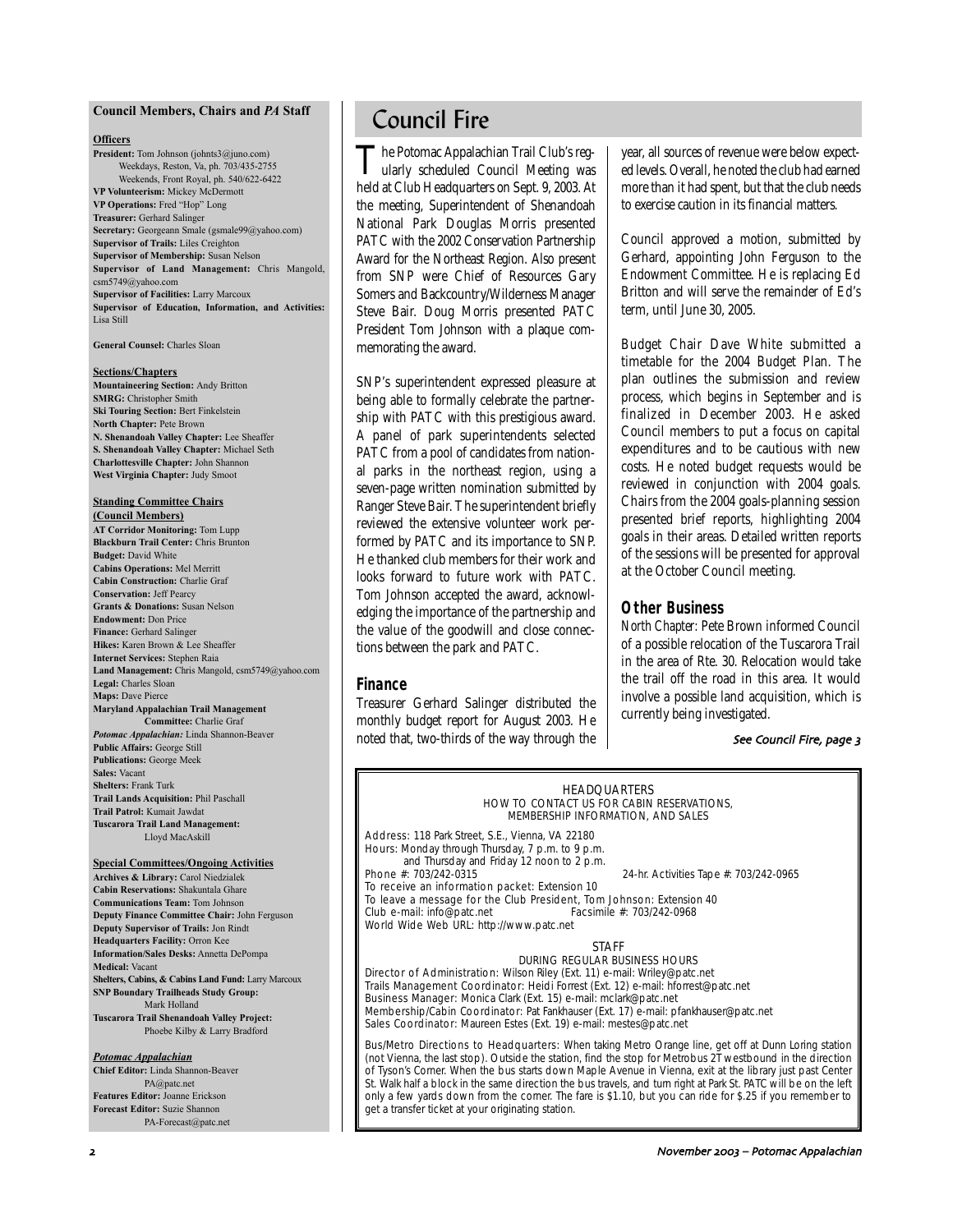## Council Members, Chairs and *PA* Staff

**Officers**

**President:** Tom Johnson (johnts3@juno.com)
Weekdays, Reston, Va, ph. 703/435-2755
Weekends, Front Royal, ph. 540/622-6422
**VP Volunteerism:** Mickey McDermott
**VP Operations:** Fred "Hop" Long
**Treasurer:** Gerhard Salinger
**Secretary:** Georgeann Smale (gsmale99@yahoo.com)
**Supervisor of Trails:** Liles Creighton
**Supervisor of Membership:** Susan Nelson
**Supervisor of Land Management:** Chris Mangold, csm5749@yahoo.com
**Supervisor of Facilities:** Larry Marcoux
**Supervisor of Education, Information, and Activities:** Lisa Still

**General Counsel:** Charles Sloan

**Sections/Chapters**

**Mountaineering Section:** Andy Britton
**SMRG:** Christopher Smith
**Ski Touring Section:** Bert Finkelstein
**North Chapter:** Pete Brown
**N. Shenandoah Valley Chapter:** Lee Sheaffer
**S. Shenandoah Valley Chapter:** Michael Seth
**Charlottesville Chapter:** John Shannon
**West Virginia Chapter:** Judy Smoot

**Standing Committee Chairs (Council Members)**

**AT Corridor Monitoring:** Tom Lupp
**Blackburn Trail Center:** Chris Brunton
**Budget:** David White
**Cabins Operations:** Mel Merritt
**Cabin Construction:** Charlie Graf
**Conservation:** Jeff Pearcy
**Grants & Donations:** Susan Nelson
**Endowment:** Don Price
**Finance:** Gerhard Salinger
**Hikes:** Karen Brown & Lee Sheaffer
**Internet Services:** Stephen Raia
**Land Management:** Chris Mangold, csm5749@yahoo.com
**Legal:** Charles Sloan
**Maps:** Dave Pierce
**Maryland Appalachian Trail Management Committee:** Charlie Graf
***Potomac Appalachian:*** Linda Shannon-Beaver
**Public Affairs:** George Still
**Publications:** George Meek
**Sales:** Vacant
**Shelters:** Frank Turk
**Trail Lands Acquisition:** Phil Paschall
**Trail Patrol:** Kumait Jawdat
**Tuscarora Trail Land Management:** Lloyd MacAskill

**Special Committees/Ongoing Activities**

**Archives & Library:** Carol Niedzialek
**Cabin Reservations:** Shakuntala Ghare
**Communications Team:** Tom Johnson
**Deputy Finance Committee Chair:** John Ferguson
**Deputy Supervisor of Trails:** Jon Rindt
**Headquarters Facility:** Orron Kee
**Information/Sales Desks:** Annetta DePompa
**Medical:** Vacant
**Shelters, Cabins, & Cabins Land Fund:** Larry Marcoux
**SNP Boundary Trailheads Study Group:** Mark Holland
**Tuscarora Trail Shenandoah Valley Project:** Phoebe Kilby & Larry Bradford

***Potomac Appalachian***

**Chief Editor:** Linda Shannon-Beaver PA@patc.net
**Features Editor:** Joanne Erickson
**Forecast Editor:** Suzie Shannon PA-Forecast@patc.net

# Council Fire

The Potomac Appalachian Trail Club's regularly scheduled Council Meeting was held at Club Headquarters on Sept. 9, 2003. At the meeting, Superintendent of Shenandoah National Park Douglas Morris presented PATC with the 2002 Conservation Partnership Award for the Northeast Region. Also present from SNP were Chief of Resources Gary Somers and Backcountry/Wilderness Manager Steve Bair. Doug Morris presented PATC President Tom Johnson with a plaque commemorating the award.

SNP's superintendent expressed pleasure at being able to formally celebrate the partnership with PATC with this prestigious award. A panel of park superintendents selected PATC from a pool of candidates from national parks in the northeast region, using a seven-page written nomination submitted by Ranger Steve Bair. The superintendent briefly reviewed the extensive volunteer work performed by PATC and its importance to SNP. He thanked club members for their work and looks forward to future work with PATC. Tom Johnson accepted the award, acknowledging the importance of the partnership and the value of the goodwill and close connections between the park and PATC.

### Finance

Treasurer Gerhard Salinger distributed the monthly budget report for August 2003. He noted that, two-thirds of the way through the year, all sources of revenue were below expected levels. Overall, he noted the club had earned more than it had spent, but that the club needs to exercise caution in its financial matters.

Council approved a motion, submitted by Gerhard, appointing John Ferguson to the Endowment Committee. He is replacing Ed Britton and will serve the remainder of Ed's term, until June 30, 2005.

Budget Chair Dave White submitted a timetable for the 2004 Budget Plan. The plan outlines the submission and review process, which begins in September and is finalized in December 2003. He asked Council members to put a focus on capital expenditures and to be cautious with new costs. He noted budget requests would be reviewed in conjunction with 2004 goals. Chairs from the 2004 goals-planning session presented brief reports, highlighting 2004 goals in their areas. Detailed written reports of the sessions will be presented for approval at the October Council meeting.

### Other Business

*North Chapter:* Pete Brown informed Council of a possible relocation of the Tuscarora Trail in the area of Rte. 30. Relocation would take the trail off the road in this area. It would involve a possible land acquisition, which is currently being investigated.

*See Council Fire, page 3*

---

HEADQUARTERS
HOW TO CONTACT US FOR CABIN RESERVATIONS, MEMBERSHIP INFORMATION, AND SALES

Address: 118 Park Street, S.E., Vienna, VA 22180
Hours: Monday through Thursday, 7 p.m. to 9 p.m. and Thursday and Friday 12 noon to 2 p.m.
Phone #: 703/242-0315 — 24-hr. Activities Tape #: 703/242-0965
To receive an information packet: Extension 10
To leave a message for the Club President, Tom Johnson: Extension 40
Club e-mail: info@patc.net — Facsimile #: 703/242-0968
World Wide Web URL: http://www.patc.net

STAFF
DURING REGULAR BUSINESS HOURS

Director of Administration: Wilson Riley (Ext. 11) e-mail: Wriley@patc.net
Trails Management Coordinator: Heidi Forrest (Ext. 12) e-mail: hforrest@patc.net
Business Manager: Monica Clark (Ext. 15) e-mail: mclark@patc.net
Membership/Cabin Coordinator: Pat Fankhauser (Ext. 17) e-mail: pfankhauser@patc.net
Sales Coordinator: Maureen Estes (Ext. 19) e-mail: mestes@patc.net

Bus/Metro Directions to Headquarters: When taking Metro Orange line, get off at Dunn Loring station (not Vienna, the last stop). Outside the station, find the stop for Metrobus 2T westbound in the direction of Tyson's Corner. When the bus starts down Maple Avenue in Vienna, exit at the library just past Center St. Walk half a block in the same direction the bus travels, and turn right at Park St. PATC will be on the left only a few yards down from the corner. The fare is $1.10, but you can ride for $.25 if you remember to get a transfer ticket at your originating station.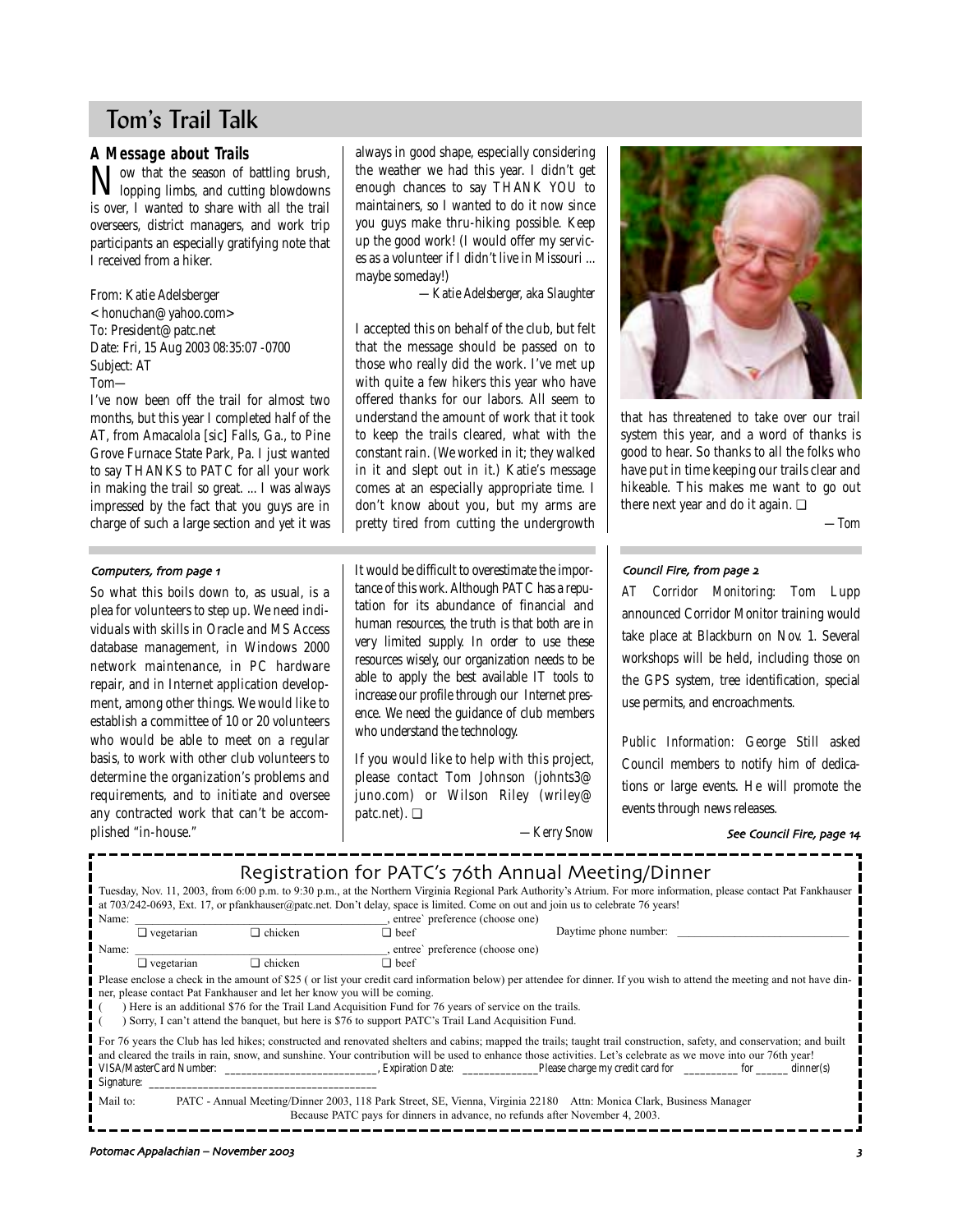# Tom's Trail Talk

## A Message about Trails

Now that the season of battling brush, lopping limbs, and cutting blowdowns is over, I wanted to share with all the trail overseers, district managers, and work trip participants an especially gratifying note that I received from a hiker.

From: Katie Adelsberger
<honuchan@yahoo.com>
To: President@patc.net
Date: Fri, 15 Aug 2003 08:35:07 -0700
Subject: AT
Tom—

I've now been off the trail for almost two months, but this year I completed half of the AT, from Amacalola [sic] Falls, Ga., to Pine Grove Furnace State Park, Pa. I just wanted to say THANKS to PATC for all your work in making the trail so great. ... I was always impressed by the fact that you guys are in charge of such a large section and yet it was always in good shape, especially considering the weather we had this year. I didn't get enough chances to say THANK YOU to maintainers, so I wanted to do it now since you guys make thru-hiking possible. Keep up the good work! (I would offer my services as a volunteer if I didn't live in Missouri ... maybe someday!)

*—Katie Adelsberger, aka Slaughter*

I accepted this on behalf of the club, but felt that the message should be passed on to those who really did the work. I've met up with quite a few hikers this year who have offered thanks for our labors. All seem to understand the amount of work that it took to keep the trails cleared, what with the constant rain. (We worked in it; they walked in it and slept out in it.) Katie's message comes at an especially appropriate time. I don't know about you, but my arms are pretty tired from cutting the undergrowth that has threatened to take over our trail system this year, and a word of thanks is good to hear. So thanks to all the folks who have put in time keeping our trails clear and hikeable. This makes me want to go out there next year and do it again. ❑

*—Tom*

---

*Computers, from page 1*

So what this boils down to, as usual, is a plea for volunteers to step up. We need individuals with skills in Oracle and MS Access database management, in Windows 2000 network maintenance, in PC hardware repair, and in Internet application development, among other things. We would like to establish a committee of 10 or 20 volunteers who would be able to meet on a regular basis, to work with other club volunteers to determine the organization's problems and requirements, and to initiate and oversee any contracted work that can't be accomplished "in-house."

It would be difficult to overestimate the importance of this work. Although PATC has a reputation for its abundance of financial and human resources, the truth is that both are in very limited supply. In order to use these resources wisely, our organization needs to be able to apply the best available IT tools to increase our profile through our Internet presence. We need the guidance of club members who understand the technology.

If you would like to help with this project, please contact Tom Johnson (johnts3@juno.com) or Wilson Riley (wriley@patc.net). ❑

*—Kerry Snow*

---

*Council Fire, from page 2*

*AT Corridor Monitoring*: Tom Lupp announced Corridor Monitor training would take place at Blackburn on Nov. 1. Several workshops will be held, including those on the GPS system, tree identification, special use permits, and encroachments.

*Public Information*: George Still asked Council members to notify him of dedications or large events. He will promote the events through news releases.

*See Council Fire, page 14*

---

## Registration for PATC's 76th Annual Meeting/Dinner

Tuesday, Nov. 11, 2003, from 6:00 p.m. to 9:30 p.m., at the Northern Virginia Regional Park Authority's Atrium. For more information, please contact Pat Fankhauser at 703/242-0693, Ext. 17, or pfankhauser@patc.net. Don't delay, space is limited. Come on out and join us to celebrate 76 years!

Name: ______________________________, entree` preference (choose one)
❑ vegetarian ❑ chicken ❑ beef  Daytime phone number: ____________________

Name: ______________________________, entree` preference (choose one)
❑ vegetarian ❑ chicken ❑ beef

Please enclose a check in the amount of $25 ( or list your credit card information below) per attendee for dinner. If you wish to attend the meeting and not have dinner, please contact Pat Fankhauser and let her know you will be coming.

( ) Here is an additional $76 for the Trail Land Acquisition Fund for 76 years of service on the trails.
( ) Sorry, I can't attend the banquet, but here is $76 to support PATC's Trail Land Acquisition Fund.

For 76 years the Club has led hikes; constructed and renovated shelters and cabins; mapped the trails; taught trail construction, safety, and conservation; and built and cleared the trails in rain, snow, and sunshine. Your contribution will be used to enhance those activities. Let's celebrate as we move into our 76th year!

VISA/MasterCard Number: __________________________, Expiration Date: _____________ Please charge my credit card for _________ for ______ dinner(s)
Signature: ________________________________________

Mail to: PATC - Annual Meeting/Dinner 2003, 118 Park Street, SE, Vienna, Virginia 22180 Attn: Monica Clark, Business Manager
Because PATC pays for dinners in advance, no refunds after November 4, 2003.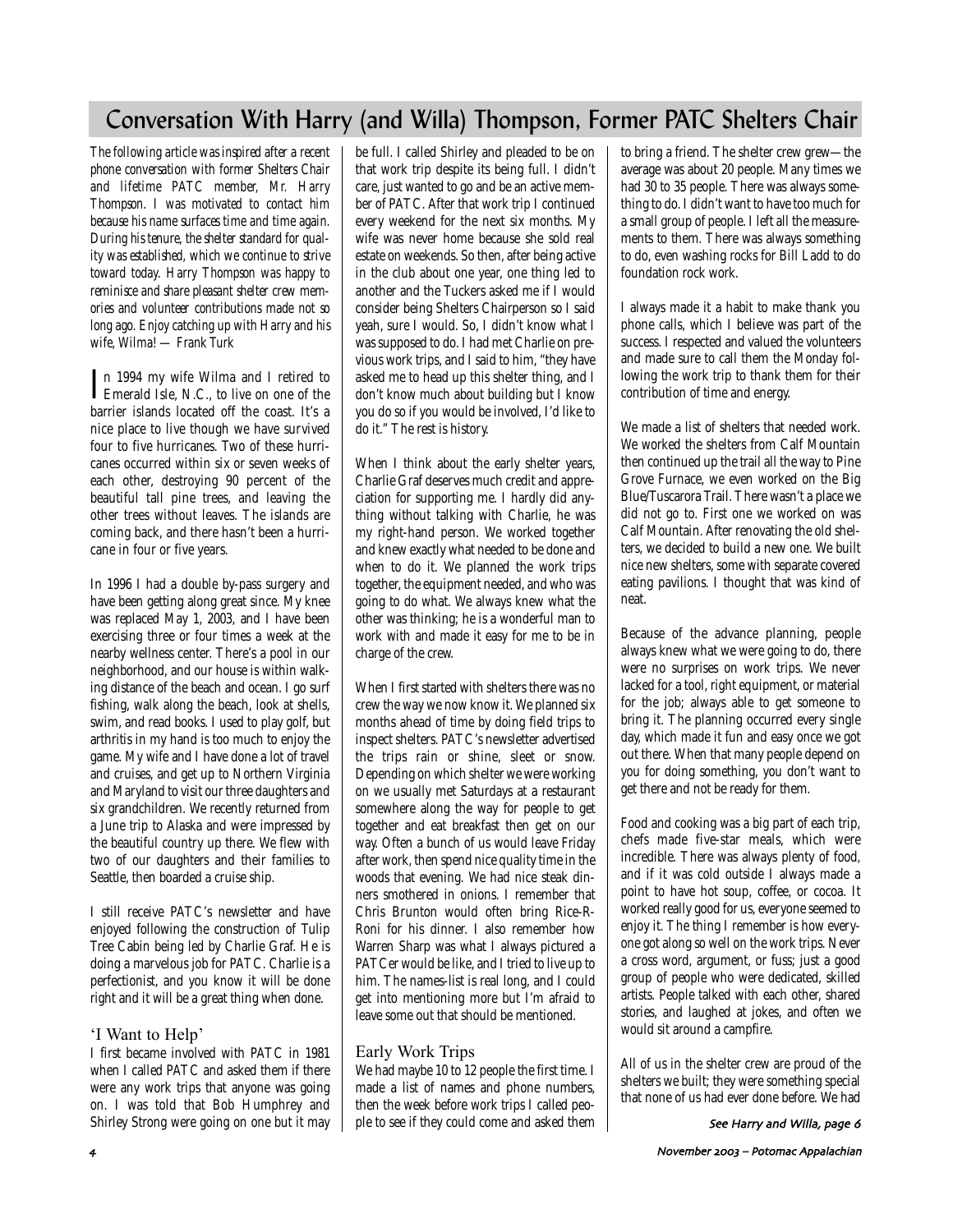# Conversation With Harry (and Willa) Thompson, Former PATC Shelters Chair

*The following article was inspired after a recent phone conversation with former Shelters Chair and lifetime PATC member, Mr. Harry Thompson. I was motivated to contact him because his name surfaces time and time again. During his tenure, the shelter standard for quality was established, which we continue to strive toward today. Harry Thompson was happy to reminisce and share pleasant shelter crew memories and volunteer contributions made not so long ago. Enjoy catching up with Harry and his wife, Wilma! — Frank Turk*

In 1994 my wife Wilma and I retired to Emerald Isle, N.C., to live on one of the barrier islands located off the coast. It's a nice place to live though we have survived four to five hurricanes. Two of these hurricanes occurred within six or seven weeks of each other, destroying 90 percent of the beautiful tall pine trees, and leaving the other trees without leaves. The islands are coming back, and there hasn't been a hurricane in four or five years.

In 1996 I had a double by-pass surgery and have been getting along great since. My knee was replaced May 1, 2003, and I have been exercising three or four times a week at the nearby wellness center. There's a pool in our neighborhood, and our house is within walking distance of the beach and ocean. I go surf fishing, walk along the beach, look at shells, swim, and read books. I used to play golf, but arthritis in my hand is too much to enjoy the game. My wife and I have done a lot of travel and cruises, and get up to Northern Virginia and Maryland to visit our three daughters and six grandchildren. We recently returned from a June trip to Alaska and were impressed by the beautiful country up there. We flew with two of our daughters and their families to Seattle, then boarded a cruise ship.

I still receive PATC's newsletter and have enjoyed following the construction of Tulip Tree Cabin being led by Charlie Graf. He is doing a marvelous job for PATC. Charlie is a perfectionist, and you know it will be done right and it will be a great thing when done.

## 'I Want to Help'

I first became involved with PATC in 1981 when I called PATC and asked them if there were any work trips that anyone was going on. I was told that Bob Humphrey and Shirley Strong were going on one but it may be full. I called Shirley and pleaded to be on that work trip despite its being full. I didn't care, just wanted to go and be an active member of PATC. After that work trip I continued every weekend for the next six months. My wife was never home because she sold real estate on weekends. So then, after being active in the club about one year, one thing led to another and the Tuckers asked me if I would consider being Shelters Chairperson so I said yeah, sure I would. So, I didn't know what I was supposed to do. I had met Charlie on previous work trips, and I said to him, "they have asked me to head up this shelter thing, and I don't know much about building but I know you do so if you would be involved, I'd like to do it." The rest is history.

When I think about the early shelter years, Charlie Graf deserves much credit and appreciation for supporting me. I hardly did anything without talking with Charlie, he was my right-hand person. We worked together and knew exactly what needed to be done and when to do it. We planned the work trips together, the equipment needed, and who was going to do what. We always knew what the other was thinking; he is a wonderful man to work with and made it easy for me to be in charge of the crew.

When I first started with shelters there was no crew the way we now know it. We planned six months ahead of time by doing field trips to inspect shelters. PATC's newsletter advertised the trips rain or shine, sleet or snow. Depending on which shelter we were working on we usually met Saturdays at a restaurant somewhere along the way for people to get together and eat breakfast then get on our way. Often a bunch of us would leave Friday after work, then spend nice quality time in the woods that evening. We had nice steak dinners smothered in onions. I remember that Chris Brunton would often bring Rice-R-Roni for his dinner. I also remember how Warren Sharp was what I always pictured a PATCer would be like, and I tried to live up to him. The names-list is real long, and I could get into mentioning more but I'm afraid to leave some out that should be mentioned.

## Early Work Trips

We had maybe 10 to 12 people the first time. I made a list of names and phone numbers, then the week before work trips I called people to see if they could come and asked them to bring a friend. The shelter crew grew—the average was about 20 people. Many times we had 30 to 35 people. There was always something to do. I didn't want to have too much for a small group of people. I left all the measurements to them. There was always something to do, even washing rocks for Bill Ladd to do foundation rock work.

I always made it a habit to make thank you phone calls, which I believe was part of the success. I respected and valued the volunteers and made sure to call them the Monday following the work trip to thank them for their contribution of time and energy.

We made a list of shelters that needed work. We worked the shelters from Calf Mountain then continued up the trail all the way to Pine Grove Furnace, we even worked on the Big Blue/Tuscarora Trail. There wasn't a place we did not go to. First one we worked on was Calf Mountain. After renovating the old shelters, we decided to build a new one. We built nice new shelters, some with separate covered eating pavilions. I thought that was kind of neat.

Because of the advance planning, people always knew what we were going to do, there were no surprises on work trips. We never lacked for a tool, right equipment, or material for the job; always able to get someone to bring it. The planning occurred every single day, which made it fun and easy once we got out there. When that many people depend on you for doing something, you don't want to get there and not be ready for them.

Food and cooking was a big part of each trip, chefs made five-star meals, which were incredible. There was always plenty of food, and if it was cold outside I always made a point to have hot soup, coffee, or cocoa. It worked really good for us, everyone seemed to enjoy it. The thing I remember is how everyone got along so well on the work trips. Never a cross word, argument, or fuss; just a good group of people who were dedicated, skilled artists. People talked with each other, shared stories, and laughed at jokes, and often we would sit around a campfire.

All of us in the shelter crew are proud of the shelters we built; they were something special that none of us had ever done before. We had

*See Harry and Willa, page 6*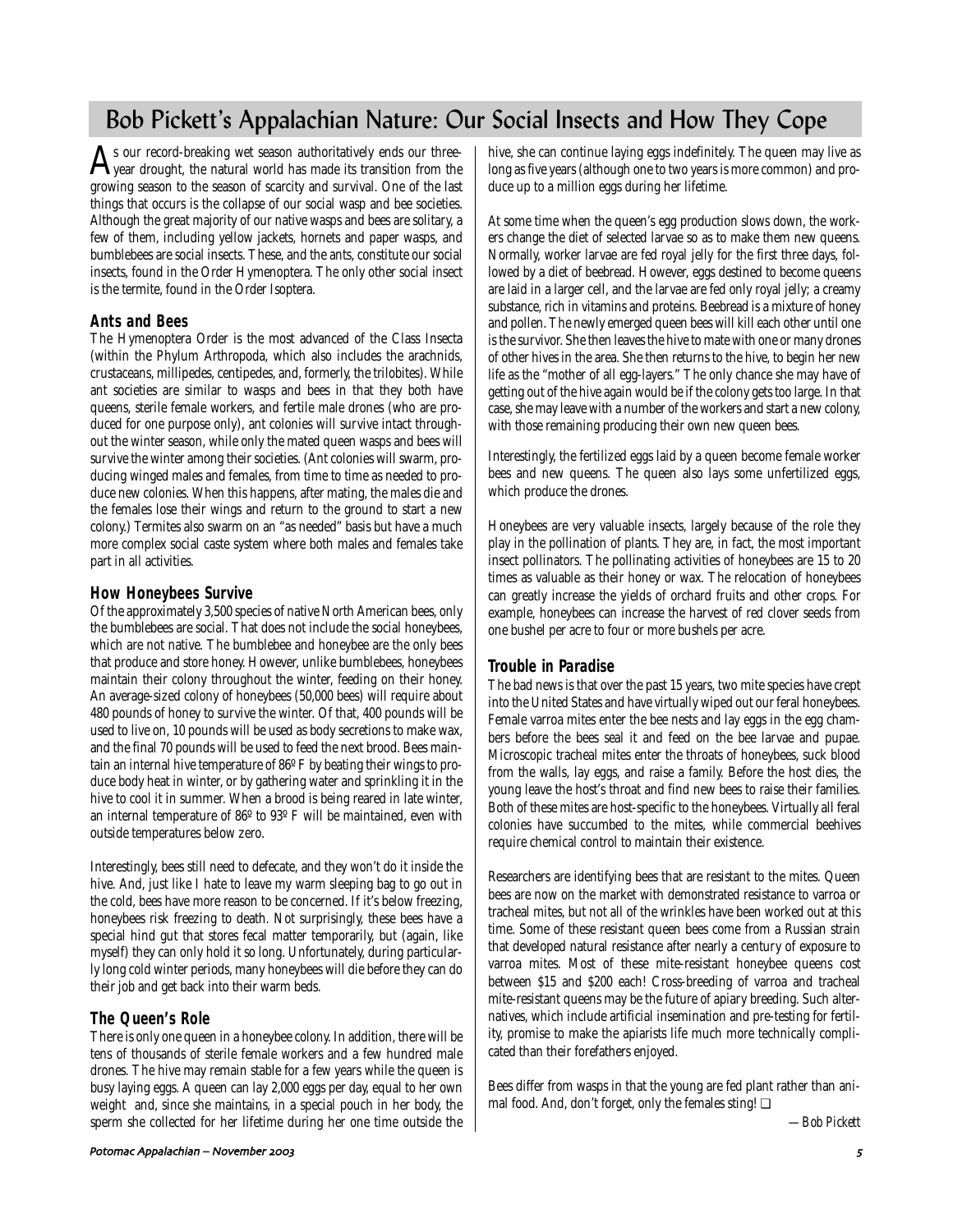# Bob Pickett's Appalachian Nature: Our Social Insects and How They Cope

As our record-breaking wet season authoritatively ends our three-year drought, the natural world has made its transition from the growing season to the season of scarcity and survival. One of the last things that occurs is the collapse of our social wasp and bee societies. Although the great majority of our native wasps and bees are solitary, a few of them, including yellow jackets, hornets and paper wasps, and bumblebees are social insects. These, and the ants, constitute our social insects, found in the Order Hymenoptera. The only other social insect is the termite, found in the Order Isoptera.

## Ants and Bees

The Hymenoptera Order is the most advanced of the Class Insecta (within the Phylum Arthropoda, which also includes the arachnids, crustaceans, millipedes, centipedes, and, formerly, the trilobites). While ant societies are similar to wasps and bees in that they both have queens, sterile female workers, and fertile male drones (who are produced for one purpose only), ant colonies will survive intact throughout the winter season, while only the mated queen wasps and bees will survive the winter among their societies. (Ant colonies will swarm, producing winged males and females, from time to time as needed to produce new colonies. When this happens, after mating, the males die and the females lose their wings and return to the ground to start a new colony.) Termites also swarm on an "as needed" basis but have a much more complex social caste system where both males and females take part in all activities.

## How Honeybees Survive

Of the approximately 3,500 species of native North American bees, only the bumblebees are social. That does not include the social honeybees, which are not native. The bumblebee and honeybee are the only bees that produce and store honey. However, unlike bumblebees, honeybees maintain their colony throughout the winter, feeding on their honey. An average-sized colony of honeybees (50,000 bees) will require about 480 pounds of honey to survive the winter. Of that, 400 pounds will be used to live on, 10 pounds will be used as body secretions to make wax, and the final 70 pounds will be used to feed the next brood. Bees maintain an internal hive temperature of 86º F by beating their wings to produce body heat in winter, or by gathering water and sprinkling it in the hive to cool it in summer. When a brood is being reared in late winter, an internal temperature of 86º to 93º F will be maintained, even with outside temperatures below zero.

Interestingly, bees still need to defecate, and they won't do it inside the hive. And, just like I hate to leave my warm sleeping bag to go out in the cold, bees have more reason to be concerned. If it's below freezing, honeybees risk freezing to death. Not surprisingly, these bees have a special hind gut that stores fecal matter temporarily, but (again, like myself) they can only hold it so long. Unfortunately, during particularly long cold winter periods, many honeybees will die before they can do their job and get back into their warm beds.

## The Queen's Role

There is only one queen in a honeybee colony. In addition, there will be tens of thousands of sterile female workers and a few hundred male drones. The hive may remain stable for a few years while the queen is busy laying eggs. A queen can lay 2,000 eggs per day, equal to her own weight and, since she maintains, in a special pouch in her body, the sperm she collected for her lifetime during her one time outside the hive, she can continue laying eggs indefinitely. The queen may live as long as five years (although one to two years is more common) and produce up to a million eggs during her lifetime.

At some time when the queen's egg production slows down, the workers change the diet of selected larvae so as to make them new queens. Normally, worker larvae are fed royal jelly for the first three days, followed by a diet of beebread. However, eggs destined to become queens are laid in a larger cell, and the larvae are fed only royal jelly; a creamy substance, rich in vitamins and proteins. Beebread is a mixture of honey and pollen. The newly emerged queen bees will kill each other until one is the survivor. She then leaves the hive to mate with one or many drones of other hives in the area. She then returns to the hive, to begin her new life as the "mother of all egg-layers." The only chance she may have of getting out of the hive again would be if the colony gets too large. In that case, she may leave with a number of the workers and start a new colony, with those remaining producing their own new queen bees.

Interestingly, the fertilized eggs laid by a queen become female worker bees and new queens. The queen also lays some unfertilized eggs, which produce the drones.

Honeybees are very valuable insects, largely because of the role they play in the pollination of plants. They are, in fact, the most important insect pollinators. The pollinating activities of honeybees are 15 to 20 times as valuable as their honey or wax. The relocation of honeybees can greatly increase the yields of orchard fruits and other crops. For example, honeybees can increase the harvest of red clover seeds from one bushel per acre to four or more bushels per acre.

## Trouble in Paradise

The bad news is that over the past 15 years, two mite species have crept into the United States and have virtually wiped out our feral honeybees. Female varroa mites enter the bee nests and lay eggs in the egg chambers before the bees seal it and feed on the bee larvae and pupae. Microscopic tracheal mites enter the throats of honeybees, suck blood from the walls, lay eggs, and raise a family. Before the host dies, the young leave the host's throat and find new bees to raise their families. Both of these mites are host-specific to the honeybees. Virtually all feral colonies have succumbed to the mites, while commercial beehives require chemical control to maintain their existence.

Researchers are identifying bees that are resistant to the mites. Queen bees are now on the market with demonstrated resistance to varroa or tracheal mites, but not all of the wrinkles have been worked out at this time. Some of these resistant queen bees come from a Russian strain that developed natural resistance after nearly a century of exposure to varroa mites. Most of these mite-resistant honeybee queens cost between $15 and $200 each! Cross-breeding of varroa and tracheal mite-resistant queens may be the future of apiary breeding. Such alternatives, which include artificial insemination and pre-testing for fertility, promise to make the apiarists life much more technically complicated than their forefathers enjoyed.

Bees differ from wasps in that the young are fed plant rather than animal food. And, don't forget, only the females sting! ❑

*—Bob Pickett*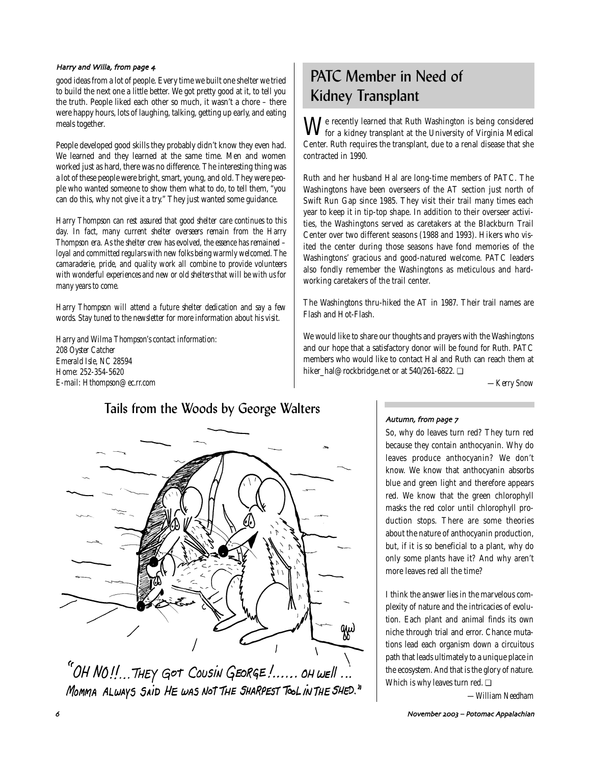*Harry and Willa, from page 4*

good ideas from a lot of people. Every time we built one shelter we tried to build the next one a little better. We got pretty good at it, to tell you the truth. People liked each other so much, it wasn't a chore – there were happy hours, lots of laughing, talking, getting up early, and eating meals together.

People developed good skills they probably didn't know they even had. We learned and they learned at the same time. Men and women worked just as hard, there was no difference. The interesting thing was a lot of these people were bright, smart, young, and old. They were people who wanted someone to show them what to do, to tell them, "you can do this, why not give it a try." They just wanted some guidance.

*Harry Thompson can rest assured that good shelter care continues to this day. In fact, many current shelter overseers remain from the Harry Thompson era. As the shelter crew has evolved, the essence has remained – loyal and committed regulars with new folks being warmly welcomed. The camaraderie, pride, and quality work all combine to provide volunteers with wonderful experiences and new or old shelters that will be with us for many years to come.*

*Harry Thompson will attend a future shelter dedication and say a few words. Stay tuned to the newsletter for more information about his visit.*

*Harry and Wilma Thompson's contact information:*
*208 Oyster Catcher*
*Emerald Isle, NC 28594*
*Home: 252-354-5620*
*E-mail: Hthompson@ec.rr.com*

## PATC Member in Need of Kidney Transplant

We recently learned that Ruth Washington is being considered for a kidney transplant at the University of Virginia Medical Center. Ruth requires the transplant, due to a renal disease that she contracted in 1990.

Ruth and her husband Hal are long-time members of PATC. The Washingtons have been overseers of the AT section just north of Swift Run Gap since 1985. They visit their trail many times each year to keep it in tip-top shape. In addition to their overseer activities, the Washingtons served as caretakers at the Blackburn Trail Center over two different seasons (1988 and 1993). Hikers who visited the center during those seasons have fond memories of the Washingtons' gracious and good-natured welcome. PATC leaders also fondly remember the Washingtons as meticulous and hardworking caretakers of the trail center.

The Washingtons thru-hiked the AT in 1987. Their trail names are Flash and Hot-Flash.

We would like to share our thoughts and prayers with the Washingtons and our hope that a satisfactory donor will be found for Ruth. PATC members who would like to contact Hal and Ruth can reach them at hiker_hal@rockbridge.net or at 540/261-6822. ❑

*—Kerry Snow*

## Tails from the Woods by George Walters

"OH NO!!... THEY GOT COUSIN GEORGE!...... OH WELL ... MOMMA ALWAYS SAID HE WAS NOT THE SHARPEST TOOL IN THE SHED."

*Autumn, from page 7*

So, why do leaves turn red? They turn red because they contain anthocyanin. Why do leaves produce anthocyanin? We don't know. We know that anthocyanin absorbs blue and green light and therefore appears red. We know that the green chlorophyll masks the red color until chlorophyll production stops. There are some theories about the nature of anthocyanin production, but, if it is so beneficial to a plant, why do only some plants have it? And why aren't more leaves red all the time?

I think the answer lies in the marvelous complexity of nature and the intricacies of evolution. Each plant and animal finds its own niche through trial and error. Chance mutations lead each organism down a circuitous path that leads ultimately to a unique place in the ecosystem. And that is the glory of nature. Which is why leaves turn red. ❑

*—William Needham*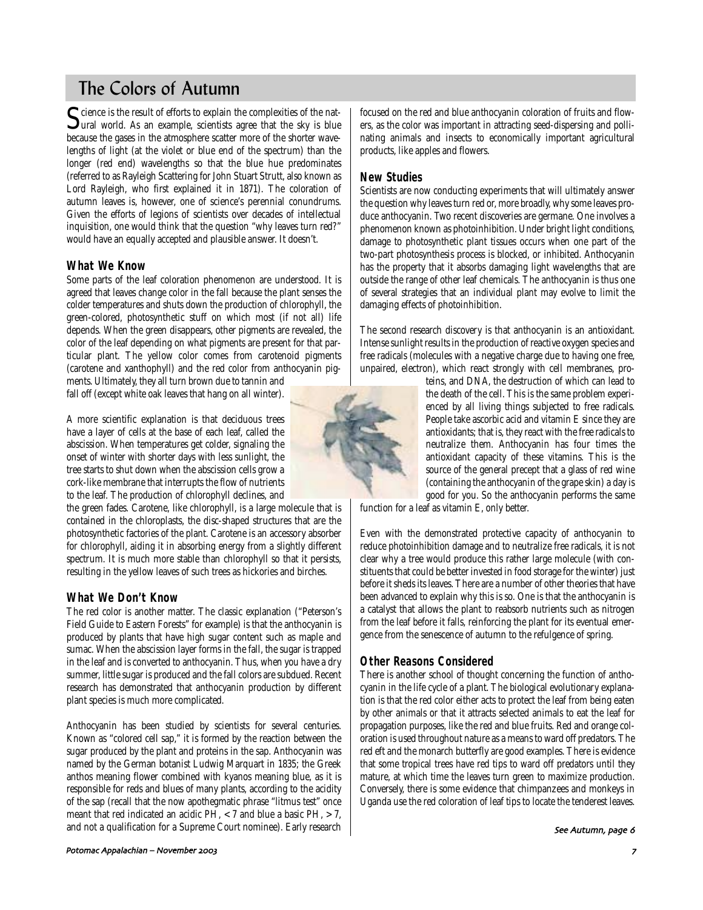# The Colors of Autumn

Science is the result of efforts to explain the complexities of the natural world. As an example, scientists agree that the sky is blue because the gases in the atmosphere scatter more of the shorter wavelengths of light (at the violet or blue end of the spectrum) than the longer (red end) wavelengths so that the blue hue predominates (referred to as Rayleigh Scattering for John Stuart Strutt, also known as Lord Rayleigh, who first explained it in 1871). The coloration of autumn leaves is, however, one of science's perennial conundrums. Given the efforts of legions of scientists over decades of intellectual inquisition, one would think that the question "why leaves turn red?" would have an equally accepted and plausible answer. It doesn't.

## What We Know

Some parts of the leaf coloration phenomenon are understood. It is agreed that leaves change color in the fall because the plant senses the colder temperatures and shuts down the production of chlorophyll, the green-colored, photosynthetic stuff on which most (if not all) life depends. When the green disappears, other pigments are revealed, the color of the leaf depending on what pigments are present for that particular plant. The yellow color comes from carotenoid pigments (carotene and xanthophyll) and the red color from anthocyanin pigments. Ultimately, they all turn brown due to tannin and fall off (except white oak leaves that hang on all winter).

A more scientific explanation is that deciduous trees have a layer of cells at the base of each leaf, called the abscission. When temperatures get colder, signaling the onset of winter with shorter days with less sunlight, the tree starts to shut down when the abscission cells grow a cork-like membrane that interrupts the flow of nutrients to the leaf. The production of chlorophyll declines, and the green fades. Carotene, like chlorophyll, is a large molecule that is contained in the chloroplasts, the disc-shaped structures that are the photosynthetic factories of the plant. Carotene is an accessory absorber for chlorophyll, aiding it in absorbing energy from a slightly different spectrum. It is much more stable than chlorophyll so that it persists, resulting in the yellow leaves of such trees as hickories and birches.

## What We Don't Know

The red color is another matter. The classic explanation ("Peterson's Field Guide to Eastern Forests" for example) is that the anthocyanin is produced by plants that have high sugar content such as maple and sumac. When the abscission layer forms in the fall, the sugar is trapped in the leaf and is converted to anthocyanin. Thus, when you have a dry summer, little sugar is produced and the fall colors are subdued. Recent research has demonstrated that anthocyanin production by different plant species is much more complicated.

Anthocyanin has been studied by scientists for several centuries. Known as "colored cell sap," it is formed by the reaction between the sugar produced by the plant and proteins in the sap. Anthocyanin was named by the German botanist Ludwig Marquart in 1835; the Greek anthos meaning flower combined with kyanos meaning blue, as it is responsible for reds and blues of many plants, according to the acidity of the sap (recall that the now apothegmatic phrase "litmus test" once meant that red indicated an acidic PH, < 7 and blue a basic PH, > 7, and not a qualification for a Supreme Court nominee). Early research focused on the red and blue anthocyanin coloration of fruits and flowers, as the color was important in attracting seed-dispersing and pollinating animals and insects to economically important agricultural products, like apples and flowers.

## New Studies

Scientists are now conducting experiments that will ultimately answer the question why leaves turn red or, more broadly, why some leaves produce anthocyanin. Two recent discoveries are germane. One involves a phenomenon known as photoinhibition. Under bright light conditions, damage to photosynthetic plant tissues occurs when one part of the two-part photosynthesis process is blocked, or inhibited. Anthocyanin has the property that it absorbs damaging light wavelengths that are outside the range of other leaf chemicals. The anthocyanin is thus one of several strategies that an individual plant may evolve to limit the damaging effects of photoinhibition.

The second research discovery is that anthocyanin is an antioxidant. Intense sunlight results in the production of reactive oxygen species and free radicals (molecules with a negative charge due to having one free, unpaired, electron), which react strongly with cell membranes, proteins, and DNA, the destruction of which can lead to the death of the cell. This is the same problem experienced by all living things subjected to free radicals. People take ascorbic acid and vitamin E since they are antioxidants; that is, they react with the free radicals to neutralize them. Anthocyanin has four times the antioxidant capacity of these vitamins. This is the source of the general precept that a glass of red wine (containing the anthocyanin of the grape skin) a day is good for you. So the anthocyanin performs the same function for a leaf as vitamin E, only better.

Even with the demonstrated protective capacity of anthocyanin to reduce photoinhibition damage and to neutralize free radicals, it is not clear why a tree would produce this rather large molecule (with constituents that could be better invested in food storage for the winter) just before it sheds its leaves. There are a number of other theories that have been advanced to explain why this is so. One is that the anthocyanin is a catalyst that allows the plant to reabsorb nutrients such as nitrogen from the leaf before it falls, reinforcing the plant for its eventual emergence from the senescence of autumn to the refulgence of spring.

## Other Reasons Considered

There is another school of thought concerning the function of anthocyanin in the life cycle of a plant. The biological evolutionary explanation is that the red color either acts to protect the leaf from being eaten by other animals or that it attracts selected animals to eat the leaf for propagation purposes, like the red and blue fruits. Red and orange coloration is used throughout nature as a means to ward off predators. The red eft and the monarch butterfly are good examples. There is evidence that some tropical trees have red tips to ward off predators until they mature, at which time the leaves turn green to maximize production. Conversely, there is some evidence that chimpanzees and monkeys in Uganda use the red coloration of leaf tips to locate the tenderest leaves.

*See Autumn, page 6*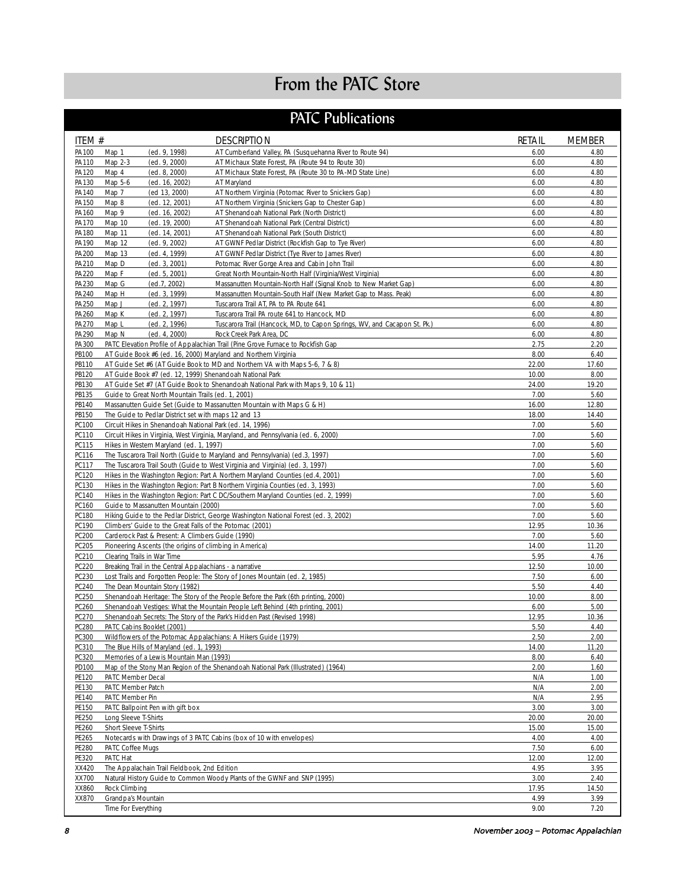# From the PATC Store

## PATC Publications

| ITEM # | DESCRIPTION | RETAIL | MEMBER |
|---|---|---|---|
| PA100 | Map 1 (ed. 9, 1998) AT Cumberland Valley, PA (Susquehanna River to Route 94) | 6.00 | 4.80 |
| PA110 | Map 2-3 (ed. 9, 2000) AT Michaux State Forest, PA (Route 94 to Route 30) | 6.00 | 4.80 |
| PA120 | Map 4 (ed. 8, 2000) AT Michaux State Forest, PA (Route 30 to PA-MD State Line) | 6.00 | 4.80 |
| PA130 | Map 5-6 (ed. 16, 2002) AT Maryland | 6.00 | 4.80 |
| PA140 | Map 7 (ed 13, 2000) AT Northern Virginia (Potomac River to Snickers Gap) | 6.00 | 4.80 |
| PA150 | Map 8 (ed. 12, 2001) AT Northern Virginia (Snickers Gap to Chester Gap) | 6.00 | 4.80 |
| PA160 | Map 9 (ed. 16, 2002) AT Shenandoah National Park (North District) | 6.00 | 4.80 |
| PA170 | Map 10 (ed. 19, 2000) AT Shenandoah National Park (Central District) | 6.00 | 4.80 |
| PA180 | Map 11 (ed. 14, 2001) AT Shenandoah National Park (South District) | 6.00 | 4.80 |
| PA190 | Map 12 (ed. 9, 2002) AT GWNF Pedlar District (Rockfish Gap to Tye River) | 6.00 | 4.80 |
| PA200 | Map 13 (ed. 4, 1999) AT GWNF Pedlar District (Tye River to James River) | 6.00 | 4.80 |
| PA210 | Map D (ed. 3, 2001) Potomac River Gorge Area and Cabin John Trail | 6.00 | 4.80 |
| PA220 | Map F (ed. 5, 2001) Great North Mountain-North Half (Virginia/West Virginia) | 6.00 | 4.80 |
| PA230 | Map G (ed.7, 2002) Massanutten Mountain-North Half (Signal Knob to New Market Gap) | 6.00 | 4.80 |
| PA240 | Map H (ed. 3, 1999) Massanutten Mountain-South Half (New Market Gap to Mass. Peak) | 6.00 | 4.80 |
| PA250 | Map J (ed. 2, 1997) Tuscarora Trail AT, PA to PA Route 641 | 6.00 | 4.80 |
| PA260 | Map K (ed. 2, 1997) Tuscarora Trail PA route 641 to Hancock, MD | 6.00 | 4.80 |
| PA270 | Map L (ed. 2, 1996) Tuscarora Trail (Hancock, MD, to Capon Springs, WV, and Cacapon St. Pk.) | 6.00 | 4.80 |
| PA290 | Map N (ed. 4, 2000) Rock Creek Park Area, DC | 6.00 | 4.80 |
| PA300 | PATC Elevation Profile of Appalachian Trail (Pine Grove Furnace to Rockfish Gap | 2.75 | 2.20 |
| PB100 | AT Guide Book #6 (ed. 16, 2000) Maryland and Northern Virginia | 8.00 | 6.40 |
| PB110 | AT Guide Set #6 (AT Guide Book to MD and Northern VA with Maps 5-6, 7 & 8) | 22.00 | 17.60 |
| PB120 | AT Guide Book #7 (ed. 12, 1999) Shenandoah National Park | 10.00 | 8.00 |
| PB130 | AT Guide Set #7 (AT Guide Book to Shenandoah National Park with Maps 9, 10 & 11) | 24.00 | 19.20 |
| PB135 | Guide to Great North Mountain Trails (ed. 1, 2001) | 7.00 | 5.60 |
| PB140 | Massanutten Guide Set (Guide to Massanutten Mountain with Maps G & H) | 16.00 | 12.80 |
| PB150 | The Guide to Pedlar District set with maps 12 and 13 | 18.00 | 14.40 |
| PC100 | Circuit Hikes in Shenandoah National Park (ed. 14, 1996) | 7.00 | 5.60 |
| PC110 | Circuit Hikes in Virginia, West Virginia, Maryland, and Pennsylvania (ed. 6, 2000) | 7.00 | 5.60 |
| PC115 | Hikes in Western Maryland (ed. 1, 1997) | 7.00 | 5.60 |
| PC116 | The Tuscarora Trail North (Guide to Maryland and Pennsylvania) (ed.3, 1997) | 7.00 | 5.60 |
| PC117 | The Tuscarora Trail South (Guide to West Virginia and Virginia) (ed. 3, 1997) | 7.00 | 5.60 |
| PC120 | Hikes in the Washington Region: Part A Northern Maryland Counties (ed.4, 2001) | 7.00 | 5.60 |
| PC130 | Hikes in the Washington Region: Part B Northern Virginia Counties (ed. 3, 1993) | 7.00 | 5.60 |
| PC140 | Hikes in the Washington Region: Part C DC/Southern Maryland Counties (ed. 2, 1999) | 7.00 | 5.60 |
| PC160 | Guide to Massanutten Mountain (2000) | 7.00 | 5.60 |
| PC180 | Hiking Guide to the Pedlar District, George Washington National Forest (ed. 3, 2002) | 7.00 | 5.60 |
| PC190 | Climbers' Guide to the Great Falls of the Potomac (2001) | 12.95 | 10.36 |
| PC200 | Carderock Past & Present: A Climbers Guide (1990) | 7.00 | 5.60 |
| PC205 | Pioneering Ascents (the origins of climbing in America) | 14.00 | 11.20 |
| PC210 | Clearing Trails in War Time | 5.95 | 4.76 |
| PC220 | Breaking Trail in the Central Appalachians - a narrative | 12.50 | 10.00 |
| PC230 | Lost Trails and Forgotten People: The Story of Jones Mountain (ed. 2, 1985) | 7.50 | 6.00 |
| PC240 | The Dean Mountain Story (1982) | 5.50 | 4.40 |
| PC250 | Shenandoah Heritage: The Story of the People Before the Park (6th printing, 2000) | 10.00 | 8.00 |
| PC260 | Shenandoah Vestiges: What the Mountain People Left Behind (4th printing, 2001) | 6.00 | 5.00 |
| PC270 | Shenandoah Secrets: The Story of the Park's Hidden Past (Revised 1998) | 12.95 | 10.36 |
| PC280 | PATC Cabins Booklet (2001) | 5.50 | 4.40 |
| PC300 | Wildflowers of the Potomac Appalachians: A Hikers Guide (1979) | 2.50 | 2.00 |
| PC310 | The Blue Hills of Maryland (ed. 1, 1993) | 14.00 | 11.20 |
| PC320 | Memories of a Lewis Mountain Man (1993) | 8.00 | 6.40 |
| PD100 | Map of the Stony Man Region of the Shenandoah National Park (Illustrated) (1964) | 2.00 | 1.60 |
| PE120 | PATC Member Decal | N/A | 1.00 |
| PE130 | PATC Member Patch | N/A | 2.00 |
| PE140 | PATC Member Pin | N/A | 2.95 |
| PE150 | PATC Ballpoint Pen with gift box | 3.00 | 3.00 |
| PE250 | Long Sleeve T-Shirts | 20.00 | 20.00 |
| PE260 | Short Sleeve T-Shirts | 15.00 | 15.00 |
| PE265 | Notecards with Drawings of 3 PATC Cabins (box of 10 with envelopes) | 4.00 | 4.00 |
| PE280 | PATC Coffee Mugs | 7.50 | 6.00 |
| PE320 | PATC Hat | 12.00 | 12.00 |
| XX420 | The Appalachain Trail Fieldbook, 2nd Edition | 4.95 | 3.95 |
| XX700 | Natural History Guide to Common Woody Plants of the GWNF and SNP (1995) | 3.00 | 2.40 |
| XX860 | Rock Climbing | 17.95 | 14.50 |
| XX870 | Grandpa's Mountain | 4.99 | 3.99 |
| | Time For Everything | 9.00 | 7.20 |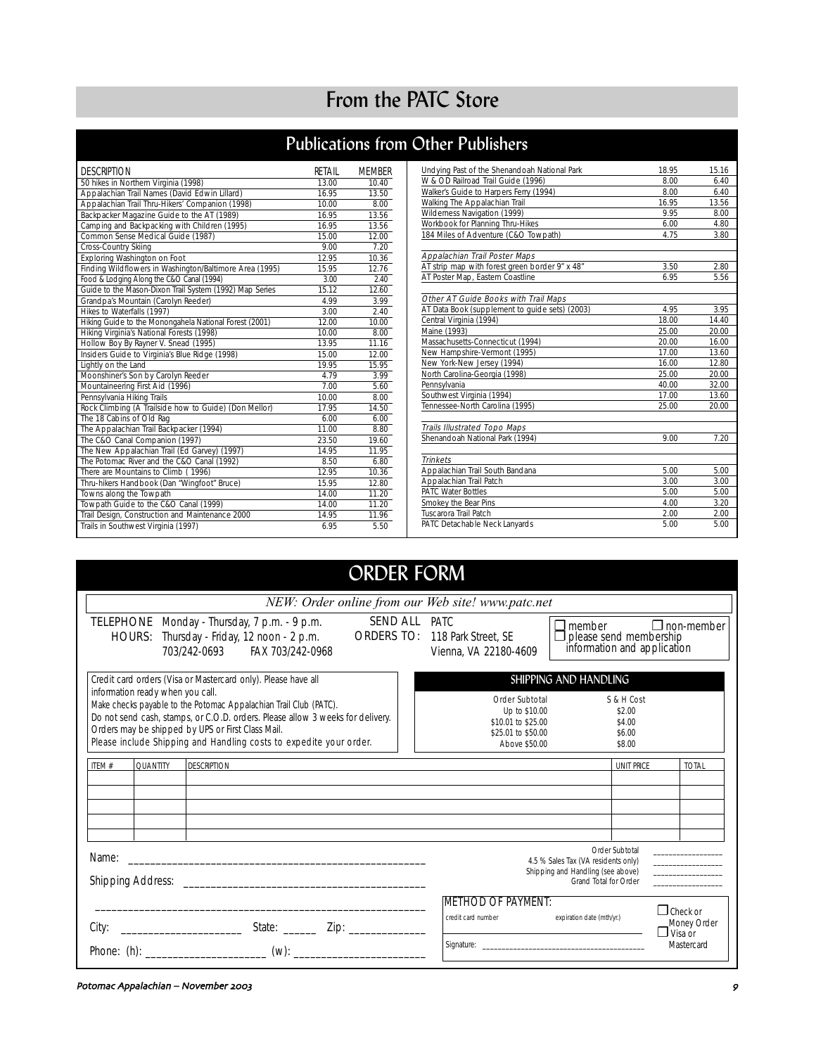# From the PATC Store

## Publications from Other Publishers

| DESCRIPTION | RETAIL | MEMBER |
|---|---|---|
| 50 hikes in Northern Virginia (1998) | 13.00 | 10.40 |
| Appalachian Trail Names (David Edwin Lillard) | 16.95 | 13.50 |
| Appalachian Trail Thru-Hikers' Companion (1998) | 10.00 | 8.00 |
| Backpacker Magazine Guide to the AT (1989) | 16.95 | 13.56 |
| Camping and Backpacking with Children (1995) | 16.95 | 13.56 |
| Common Sense Medical Guide (1987) | 15.00 | 12.00 |
| Cross-Country Skiing | 9.00 | 7.20 |
| Exploring Washington on Foot | 12.95 | 10.36 |
| Finding Wildflowers in Washington/Baltimore Area (1995) | 15.95 | 12.76 |
| Food & Lodging Along the C&O Canal (1994) | 3.00 | 2.40 |
| Guide to the Mason-Dixon Trail System (1992) Map Series | 15.12 | 12.60 |
| Grandpa's Mountain (Carolyn Reeder) | 4.99 | 3.99 |
| Hikes to Waterfalls (1997) | 3.00 | 2.40 |
| Hiking Guide to the Monongahela National Forest (2001) | 12.00 | 10.00 |
| Hiking Virginia's National Forests (1998) | 10.00 | 8.00 |
| Hollow Boy By Rayner V. Snead (1995) | 13.95 | 11.16 |
| Insiders Guide to Virginia's Blue Ridge (1998) | 15.00 | 12.00 |
| Lightly on the Land | 19.95 | 15.95 |
| Moonshiner's Son by Carolyn Reeder | 4.79 | 3.99 |
| Mountaineering First Aid (1996) | 7.00 | 5.60 |
| Pennsylvania Hiking Trails | 10.00 | 8.00 |
| Rock Climbing (A Trailside how to Guide) (Don Mellor) | 17.95 | 14.50 |
| The 18 Cabins of Old Rag | 6.00 | 6.00 |
| The Appalachian Trail Backpacker (1994) | 11.00 | 8.80 |
| The C&O Canal Companion (1997) | 23.50 | 19.60 |
| The New Appalachian Trail (Ed Garvey) (1997) | 14.95 | 11.95 |
| The Potomac River and the C&O Canal (1992) | 8.50 | 6.80 |
| There are Mountains to Climb (1996) | 12.95 | 10.36 |
| Thru-hikers Handbook (Dan "Wingfoot" Bruce) | 15.95 | 12.80 |
| Towns along the Towpath | 14.00 | 11.20 |
| Towpath Guide to the C&O Canal (1999) | 14.00 | 11.20 |
| Trail Design, Construction and Maintenance 2000 | 14.95 | 11.96 |
| Trails in Southwest Virginia (1997) | 6.95 | 5.50 |
| Undying Past of the Shenandoah National Park | 18.95 | 15.16 |
| W & OD Railroad Trail Guide (1996) | 8.00 | 6.40 |
| Walker's Guide to Harpers Ferry (1994) | 8.00 | 6.40 |
| Walking The Appalachian Trail | 16.95 | 13.56 |
| Wilderness Navigation (1999) | 9.95 | 8.00 |
| Workbook for Planning Thru-Hikes | 6.00 | 4.80 |
| 184 Miles of Adventure (C&O Towpath) | 4.75 | 3.80 |
| *Appalachian Trail Poster Maps* | | |
| AT strip map with forest green border 9" x 48" | 3.50 | 2.80 |
| AT Poster Map, Eastern Coastline | 6.95 | 5.56 |
| *Other AT Guide Books with Trail Maps* | | |
| AT Data Book (supplement to guide sets) (2003) | 4.95 | 3.95 |
| Central Virginia (1994) | 18.00 | 14.40 |
| Maine (1993) | 25.00 | 20.00 |
| Massachusetts-Connecticut (1994) | 20.00 | 16.00 |
| New Hampshire-Vermont (1995) | 17.00 | 13.60 |
| New York-New Jersey (1994) | 16.00 | 12.80 |
| North Carolina-Georgia (1998) | 25.00 | 20.00 |
| Pennsylvania | 40.00 | 32.00 |
| Southwest Virginia (1994) | 17.00 | 13.60 |
| Tennessee-North Carolina (1995) | 25.00 | 20.00 |
| *Trails Illustrated Topo Maps* | | |
| Shenandoah National Park (1994) | 9.00 | 7.20 |
| *Trinkets* | | |
| Appalachian Trail South Bandana | 5.00 | 5.00 |
| Appalachian Trail Patch | 3.00 | 3.00 |
| PATC Water Bottles | 5.00 | 5.00 |
| Smokey the Bear Pins | 4.00 | 3.20 |
| Tuscarora Trail Patch | 2.00 | 2.00 |
| PATC Detachable Neck Lanyards | 5.00 | 5.00 |

## ORDER FORM

*NEW: Order online from our Web site! www.patc.net*

TELEPHONE HOURS: Monday - Thursday, 7 p.m. - 9 p.m.
Thursday - Friday, 12 noon - 2 p.m.
703/242-0693 FAX 703/242-0968

SEND ALL ORDERS TO: PATC
118 Park Street, SE
Vienna, VA 22180-4609

☐ member ☐ non-member
☐ please send membership information and application

Credit card orders (Visa or Mastercard only). Please have all information ready when you call.
Make checks payable to the Potomac Appalachian Trail Club (PATC).
Do not send cash, stamps, or C.O.D. orders. Please allow 3 weeks for delivery.
Orders may be shipped by UPS or First Class Mail.
Please include Shipping and Handling costs to expedite your order.

### SHIPPING AND HANDLING

| Order Subtotal | S & H Cost |
|---|---|
| Up to $10.00 | $2.00 |
| $10.01 to $25.00 | $4.00 |
| $25.01 to $50.00 | $6.00 |
| Above $50.00 | $8.00 |

| ITEM # | QUANTITY | DESCRIPTION | UNIT PRICE | TOTAL |
|---|---|---|---|---|
| | | | | |
| | | | | |
| | | | | |
| | | | | |
| | | | | |

Name: ____________________________________________________

Shipping Address: ________________________________________

__________________________________________________________

City: ____________________ State: ______ Zip: _____________

Phone: (h): ____________________ (w): ______________________

Order Subtotal ________________
4.5 % Sales Tax (VA residents only) ________________
Shipping and Handling (see above) ________________
Grand Total for Order ________________

METHOD OF PAYMENT:
credit card number ______________ expiration date (mth/yr.) ______________
Signature: ______________________________________

☐ Check or Money Order
☐ Visa or Mastercard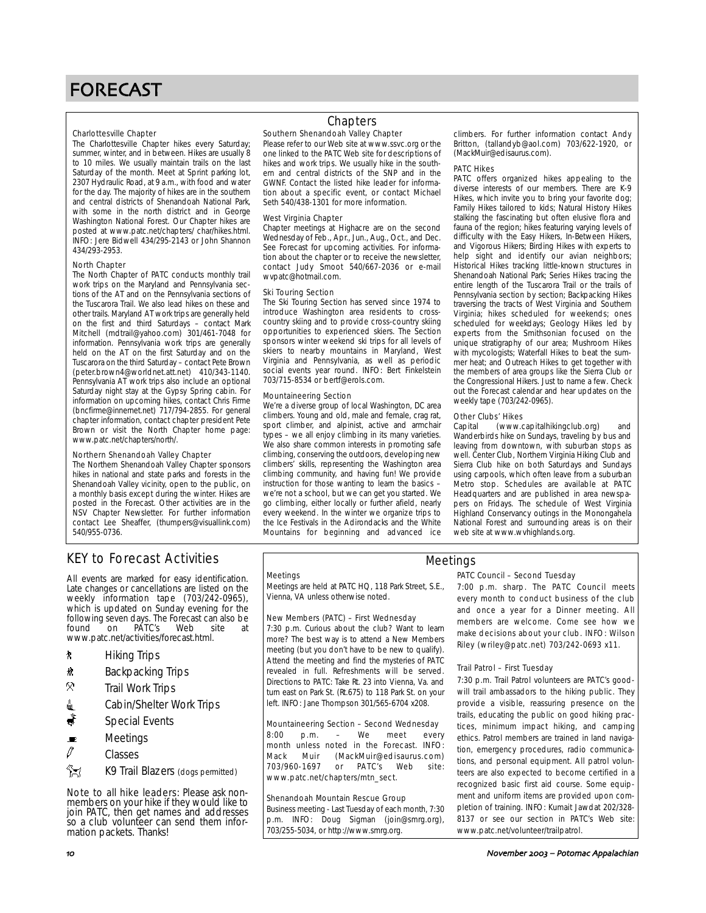# FORECAST

## Chapters

### Charlottesville Chapter

The Charlottesville Chapter hikes every Saturday; summer, winter, and in between. Hikes are usually 8 to 10 miles. We usually maintain trails on the last Saturday of the month. Meet at Sprint parking lot, 2307 Hydraulic Road, at 9 a.m., with food and water for the day. The majority of hikes are in the southern and central districts of Shenandoah National Park, with some in the north district and in George Washington National Forest. Our Chapter hikes are posted at www.patc.net/chapters/ char/hikes.html. INFO: Jere Bidwell 434/295-2143 or John Shannon 434/293-2953.

### North Chapter

The North Chapter of PATC conducts monthly trail work trips on the Maryland and Pennsylvania sections of the AT and on the Pennsylvania sections of the Tuscarora Trail. We also lead hikes on these and other trails. Maryland AT work trips are generally held on the first and third Saturdays – contact Mark Mitchell (mdtrail@yahoo.com) 301/461-7048 for information. Pennsylvania work trips are generally held on the AT on the first Saturday and on the Tuscarora on the third Saturday – contact Pete Brown (peter.brown4@worldnet.att.net) 410/343-1140. Pennsylvania AT work trips also include an optional Saturday night stay at the Gypsy Spring cabin. For information on upcoming hikes, contact Chris Firme (bncfirme@innernet.net) 717/794-2855. For general chapter information, contact chapter president Pete Brown or visit the North Chapter home page: www.patc.net/chapters/north/.

### Northern Shenandoah Valley Chapter

The Northern Shenandoah Valley Chapter sponsors hikes in national and state parks and forests in the Shenandoah Valley vicinity, open to the public, on a monthly basis except during the winter. Hikes are posted in the Forecast. Other activities are in the NSV Chapter Newsletter. For further information contact Lee Sheaffer, (thumpers@visuallink.com) 540/955-0736.

### Southern Shenandoah Valley Chapter

Please refer to our Web site at www.ssvc.org or the one linked to the PATC Web site for descriptions of hikes and work trips. We usually hike in the southern and central districts of the SNP and in the GWNF. Contact the listed hike leader for information about a specific event, or contact Michael Seth 540/438-1301 for more information.

### West Virginia Chapter

Chapter meetings at Highacre are on the second Wednesday of Feb., Apr., Jun., Aug., Oct., and Dec. See Forecast for upcoming activities. For information about the chapter or to receive the newsletter, contact Judy Smoot 540/667-2036 or e-mail wvpatc@hotmail.com.

### Ski Touring Section

The Ski Touring Section has served since 1974 to introduce Washington area residents to cross-country skiing and to provide cross-country skiing opportunities to experienced skiers. The Section sponsors winter weekend ski trips for all levels of skiers to nearby mountains in Maryland, West Virginia and Pennsylvania, as well as periodic social events year round. INFO: Bert Finkelstein 703/715-8534 or bertf@erols.com.

### Mountaineering Section

We're a diverse group of local Washington, DC area climbers. Young and old, male and female, crag rat, sport climber, and alpinist, active and armchair types – we all enjoy climbing in its many varieties. We also share common interests in promoting safe climbing, conserving the outdoors, developing new climbers' skills, representing the Washington area climbing community, and having fun! We provide instruction for those wanting to learn the basics – we're not a school, but we can get you started. We go climbing, either locally or further afield, nearly every weekend. In the winter we organize trips to the Ice Festivals in the Adirondacks and the White Mountains for beginning and advanced ice climbers. For further information contact Andy Britton, (tallandyb@aol.com) 703/622-1920, or (MackMuir@edisaurus.com).

### PATC Hikes

PATC offers organized hikes appealing to the diverse interests of our members. There are K-9 Hikes, which invite you to bring your favorite dog; Family Hikes tailored to kids; Natural History Hikes stalking the fascinating but often elusive flora and fauna of the region; hikes featuring varying levels of difficulty with the Easy Hikers, In-Between Hikers, and Vigorous Hikers; Birding Hikes with experts to help sight and identify our avian neighbors; Historical Hikes tracking little-known structures in Shenandoah National Park; Series Hikes tracing the entire length of the Tuscarora Trail or the trails of Pennsylvania section by section; Backpacking Hikes traversing the tracts of West Virginia and Southern Virginia; hikes scheduled for weekends; ones scheduled for weekdays; Geology Hikes led by experts from the Smithsonian focused on the unique stratigraphy of our area; Mushroom Hikes with mycologists; Waterfall Hikes to beat the summer heat; and Outreach Hikes to get together with the members of area groups like the Sierra Club or the Congressional Hikers. Just to name a few. Check out the Forecast calendar and hear updates on the weekly tape (703/242-0965).

### Other Clubs' Hikes

Capital (www.capitalhikingclub.org) and Wanderbirds hike on Sundays, traveling by bus and leaving from downtown, with suburban stops as well. Center Club, Northern Virginia Hiking Club and Sierra Club hike on both Saturdays and Sundays using carpools, which often leave from a suburban Metro stop. Schedules are available at PATC Headquarters and are published in area newspapers on Fridays. The schedule of West Virginia Highland Conservancy outings in the Monongahela National Forest and surrounding areas is on their web site at www.wvhighlands.org.

## KEY to Forecast Activities

All events are marked for easy identification. Late changes or cancellations are listed on the weekly information tape (703/242-0965), which is updated on Sunday evening for the following seven days. The Forecast can also be found on PATC's Web site at www.patc.net/activities/forecast.html.

- Hiking Trips
- Backpacking Trips
- Trail Work Trips
- Cabin/Shelter Work Trips
- Special Events
- Meetings
- Classes
- K9 Trail Blazers (dogs permitted)

Note to all hike leaders: Please ask non-members on your hike if they would like to join PATC, then get names and addresses so a club volunteer can send them information packets. Thanks!

## Meetings

### Meetings

Meetings are held at PATC HQ, 118 Park Street, S.E., Vienna, VA unless otherwise noted.

### New Members (PATC) – First Wednesday

7:30 p.m. Curious about the club? Want to learn more? The best way is to attend a New Members meeting (but you don't have to be new to qualify). Attend the meeting and find the mysteries of PATC revealed in full. Refreshments will be served. Directions to PATC: Take Rt. 23 into Vienna, Va. and turn east on Park St. (Rt.675) to 118 Park St. on your left. INFO: Jane Thompson 301/565-6704 x208.

### Mountaineering Section – Second Wednesday

8:00 p.m. – We meet every month unless noted in the Forecast. INFO: Mack Muir (MackMuir@edisaurus.com) 703/960-1697 or PATC's Web site: www.patc.net/chapters/mtn_sect.

### Shenandoah Mountain Rescue Group

Business meeting - Last Tuesday of each month, 7:30 p.m. INFO: Doug Sigman (join@smrg.org), 703/255-5034, or http://www.smrg.org.

### PATC Council – Second Tuesday

7:00 p.m. sharp. The PATC Council meets every month to conduct business of the club and once a year for a Dinner meeting. All members are welcome. Come see how we make decisions about your club. INFO: Wilson Riley (wriley@patc.net) 703/242-0693 x11.

### Trail Patrol – First Tuesday

7:30 p.m. Trail Patrol volunteers are PATC's goodwill trail ambassadors to the hiking public. They provide a visible, reassuring presence on the trails, educating the public on good hiking practices, minimum impact hiking, and camping ethics. Patrol members are trained in land navigation, emergency procedures, radio communications, and personal equipment. All patrol volunteers are also expected to become certified in a recognized basic first aid course. Some equipment and uniform items are provided upon completion of training. INFO: Kumait Jawdat 202/328-8137 or see our section in PATC's Web site: www.patc.net/volunteer/trailpatrol.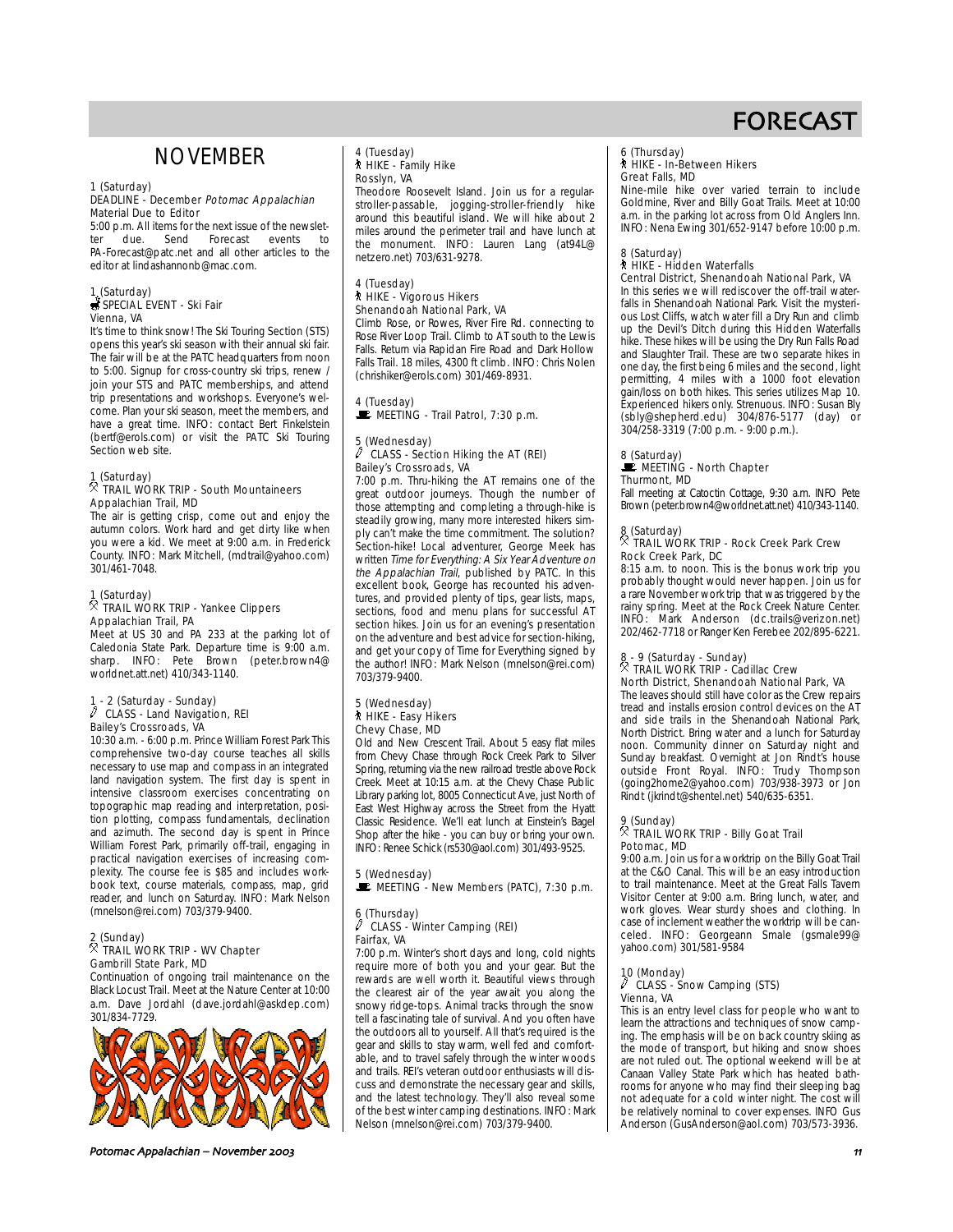# FORECAST

## NOVEMBER

**1 (Saturday)**
DEADLINE - December *Potomac Appalachian* Material Due to Editor
5:00 p.m. All items for the next issue of the newsletter due. Send Forecast events to PA-Forecast@patc.net and all other articles to the editor at lindashannonb@mac.com.

**1 (Saturday)**
SPECIAL EVENT - Ski Fair
Vienna, VA
It's time to think snow! The Ski Touring Section (STS) opens this year's ski season with their annual ski fair. The fair will be at the PATC headquarters from noon to 5:00. Signup for cross-country ski trips, renew / join your STS and PATC memberships, and attend trip presentations and workshops. Everyone's welcome. Plan your ski season, meet the members, and have a great time. INFO: contact Bert Finkelstein (bertf@erols.com) or visit the PATC Ski Touring Section web site.

**1 (Saturday)**
TRAIL WORK TRIP - South Mountaineers
Appalachian Trail, MD
The air is getting crisp, come out and enjoy the autumn colors. Work hard and get dirty like when you were a kid. We meet at 9:00 a.m. in Frederick County. INFO: Mark Mitchell, (mdtrail@yahoo.com) 301/461-7048.

**1 (Saturday)**
TRAIL WORK TRIP - Yankee Clippers
Appalachian Trail, PA
Meet at US 30 and PA 233 at the parking lot of Caledonia State Park. Departure time is 9:00 a.m. sharp. INFO: Pete Brown (peter.brown4@worldnet.att.net) 410/343-1140.

**1 - 2 (Saturday - Sunday)**
CLASS - Land Navigation, REI
Bailey's Crossroads, VA
10:30 a.m. - 6:00 p.m. Prince William Forest Park This comprehensive two-day course teaches all skills necessary to use map and compass in an integrated land navigation system. The first day is spent in intensive classroom exercises concentrating on topographic map reading and interpretation, position plotting, compass fundamentals, declination and azimuth. The second day is spent in Prince William Forest Park, primarily off-trail, engaging in practical navigation exercises of increasing complexity. The course fee is $85 and includes workbook text, course materials, compass, map, grid reader, and lunch on Saturday. INFO: Mark Nelson (mnelson@rei.com) 703/379-9400.

**2 (Sunday)**
TRAIL WORK TRIP - WV Chapter
Gambrill State Park, MD
Continuation of ongoing trail maintenance on the Black Locust Trail. Meet at the Nature Center at 10:00 a.m. Dave Jordahl (dave.jordahl@askdep.com) 301/834-7729.

**4 (Tuesday)**
HIKE - Family Hike
Rosslyn, VA
Theodore Roosevelt Island. Join us for a regular-stroller-passable, jogging-stroller-friendly hike around this beautiful island. We will hike about 2 miles around the perimeter trail and have lunch at the monument. INFO: Lauren Lang (at94L@netzero.net) 703/631-9278.

**4 (Tuesday)**
HIKE - Vigorous Hikers
Shenandoah National Park, VA
Climb Rose, or Rowes, River Fire Rd. connecting to Rose River Loop Trail. Climb to AT south to the Lewis Falls. Return via Rapidan Fire Road and Dark Hollow Falls Trail. 18 miles, 4300 ft climb. INFO: Chris Nolen (chrishiker@erols.com) 301/469-8931.

**4 (Tuesday)**
MEETING - Trail Patrol, 7:30 p.m.

**5 (Wednesday)**
CLASS - Section Hiking the AT (REI)
Bailey's Crossroads, VA
7:00 p.m. Thru-hiking the AT remains one of the great outdoor journeys. Though the number of those attempting and completing a through-hike is steadily growing, many more interested hikers simply can't make the time commitment. The solution? Section-hike! Local adventurer, George Meek has written *Time for Everything: A Six Year Adventure on the Appalachian Trail*, published by PATC. In this excellent book, George has recounted his adventures, and provided plenty of tips, gear lists, maps, sections, food and menu plans for successful AT section hikes. Join us for an evening's presentation on the adventure and best advice for section-hiking, and get your copy of Time for Everything signed by the author! INFO: Mark Nelson (mnelson@rei.com) 703/379-9400.

**5 (Wednesday)**
HIKE - Easy Hikers
Chevy Chase, MD
Old and New Crescent Trail. About 5 easy flat miles from Chevy Chase through Rock Creek Park to Silver Spring, returning via the new railroad trestle above Rock Creek. Meet at 10:15 a.m. at the Chevy Chase Public Library parking lot, 8005 Connecticut Ave, just North of East West Highway across the Street from the Hyatt Classic Residence. We'll eat lunch at Einstein's Bagel Shop after the hike - you can buy or bring your own. INFO: Renee Schick (rs530@aol.com) 301/493-9525.

**5 (Wednesday)**
MEETING - New Members (PATC), 7:30 p.m.

**6 (Thursday)**
CLASS - Winter Camping (REI)
Fairfax, VA
7:00 p.m. Winter's short days and long, cold nights require more of both you and your gear. But the rewards are well worth it. Beautiful views through the clearest air of the year await you along the snowy ridge-tops. Animal tracks through the snow tell a fascinating tale of survival. And you often have the outdoors all to yourself. All that's required is the gear and skills to stay warm, well fed and comfortable, and to travel safely through the winter woods and trails. REI's veteran outdoor enthusiasts will discuss and demonstrate the necessary gear and skills, and the latest technology. They'll also reveal some of the best winter camping destinations. INFO: Mark Nelson (mnelson@rei.com) 703/379-9400.

**6 (Thursday)**
HIKE - In-Between Hikers
Great Falls, MD
Nine-mile hike over varied terrain to include Goldmine, River and Billy Goat Trails. Meet at 10:00 a.m. in the parking lot across from Old Anglers Inn. INFO: Nena Ewing 301/652-9147 before 10:00 p.m.

**8 (Saturday)**
HIKE - Hidden Waterfalls
Central District, Shenandoah National Park, VA
In this series we will rediscover the off-trail waterfalls in Shenandoah National Park. Visit the mysterious Lost Cliffs, watch water fill a Dry Run and climb up the Devil's Ditch during this Hidden Waterfalls hike. These hikes will be using the Dry Run Falls Road and Slaughter Trail. These are two separate hikes in one day, the first being 6 miles and the second, light permitting, 4 miles with a 1000 foot elevation gain/loss on both hikes. This series utilizes Map 10. Experienced hikers only. Strenuous. INFO: Susan Bly (sbly@shepherd.edu) 304/876-5177 (day) or 304/258-3319 (7:00 p.m. - 9:00 p.m.).

**8 (Saturday)**
MEETING - North Chapter
Thurmont, MD
Fall meeting at Catoctin Cottage, 9:30 a.m. INFO Pete Brown (peter.brown4@worldnet.att.net) 410/343-1140.

**8 (Saturday)**
TRAIL WORK TRIP - Rock Creek Park Crew
Rock Creek Park, DC
8:15 a.m. to noon. This is the bonus work trip you probably thought would never happen. Join us for a rare November work trip that was triggered by the rainy spring. Meet at the Rock Creek Nature Center. INFO: Mark Anderson (dc.trails@verizon.net) 202/462-7718 or Ranger Ken Ferebee 202/895-6221.

**8 - 9 (Saturday - Sunday)**
TRAIL WORK TRIP - Cadillac Crew
North District, Shenandoah National Park, VA
The leaves should still have color as the Crew repairs tread and installs erosion control devices on the AT and side trails in the Shenandoah National Park, North District. Bring water and a lunch for Saturday noon. Community dinner on Saturday night and Sunday breakfast. Overnight at Jon Rindt's house outside Front Royal. INFO: Trudy Thompson (going2home2@yahoo.com) 703/938-3973 or Jon Rindt (jkrindt@shentel.net) 540/635-6351.

**9 (Sunday)**
TRAIL WORK TRIP - Billy Goat Trail
Potomac, MD
9:00 a.m. Join us for a worktrip on the Billy Goat Trail at the C&O Canal. This will be an easy introduction to trail maintenance. Meet at the Great Falls Tavern Visitor Center at 9:00 a.m. Bring lunch, water, and work gloves. Wear sturdy shoes and clothing. In case of inclement weather the worktrip will be canceled. INFO: Georgeann Smale (gsmale99@yahoo.com) 301/581-9584

**10 (Monday)**
CLASS - Snow Camping (STS)
Vienna, VA
This is an entry level class for people who want to learn the attractions and techniques of snow camping. The emphasis will be on back country skiing as the mode of transport, but hiking and snow shoes are not ruled out. The optional weekend will be at Canaan Valley State Park which has heated bathrooms for anyone who may find their sleeping bag not adequate for a cold winter night. The cost will be relatively nominal to cover expenses. INFO Gus Anderson (GusAnderson@aol.com) 703/573-3936.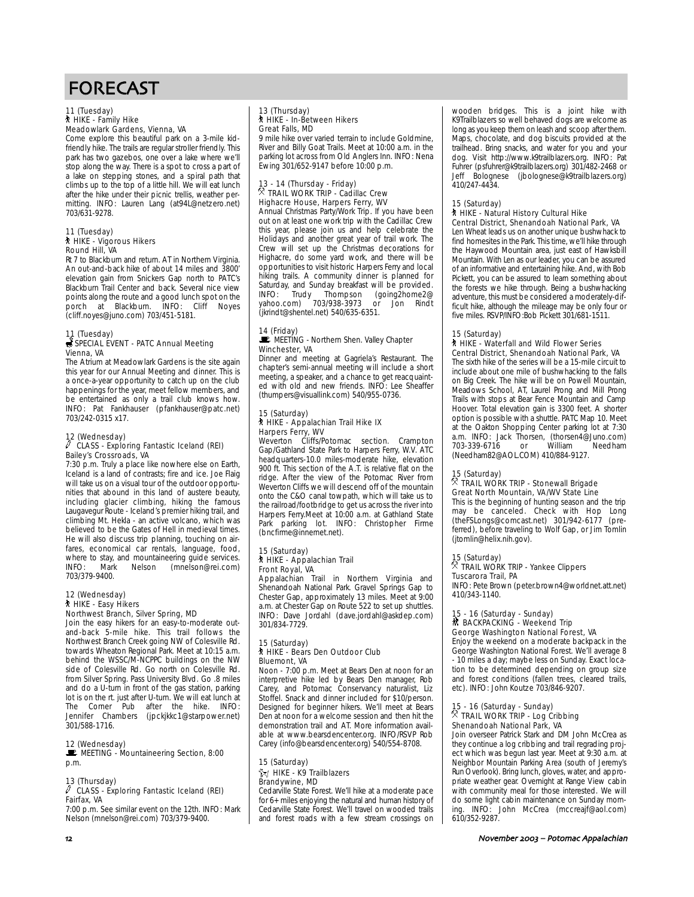# FORECAST

11 (Tuesday)
HIKE - Family Hike
Meadowlark Gardens, Vienna, VA

Come explore this beautiful park on a 3-mile kid-friendly hike. The trails are regular stroller friendly. This park has two gazebos, one over a lake where we'll stop along the way. There is a spot to cross a part of a lake on stepping stones, and a spiral path that climbs up to the top of a little hill. We will eat lunch after the hike under their picnic trellis, weather permitting. INFO: Lauren Lang (at94L@netzero.net) 703/631-9278.

11 (Tuesday)
HIKE - Vigorous Hikers
Round Hill, VA

Rt 7 to Blackburn and return. AT in Northern Virginia. An out-and-back hike of about 14 miles and 3800' elevation gain from Snickers Gap north to PATC's Blackburn Trail Center and back. Several nice view points along the route and a good lunch spot on the porch at Blackburn. INFO: Cliff Noyes (cliff.noyes@juno.com) 703/451-5181.

11 (Tuesday)
SPECIAL EVENT - PATC Annual Meeting
Vienna, VA

The Atrium at Meadowlark Gardens is the site again this year for our Annual Meeting and dinner. This is a once-a-year opportunity to catch up on the club happenings for the year, meet fellow members, and be entertained as only a trail club knows how. INFO: Pat Fankhauser (pfankhauser@patc.net) 703/242-0315 x17.

12 (Wednesday)
CLASS - Exploring Fantastic Iceland (REI)
Bailey's Crossroads, VA

7:30 p.m. Truly a place like nowhere else on Earth, Iceland is a land of contrasts; fire and ice. Joe Flaig will take us on a visual tour of the outdoor opportunities that abound in this land of austere beauty, including glacier climbing, hiking the famous Laugavegur Route - Iceland's premier hiking trail, and climbing Mt. Hekla - an active volcano, which was believed to be the Gates of Hell in medieval times. He will also discuss trip planning, touching on airfares, economical car rentals, language, food, where to stay, and mountaineering guide services. INFO: Mark Nelson (mnelson@rei.com) 703/379-9400.

12 (Wednesday)
HIKE - Easy Hikers
Northwest Branch, Silver Spring, MD

Join the easy hikers for an easy-to-moderate out-and-back 5-mile hike. This trail follows the Northwest Branch Creek going NW of Colesville Rd. towards Wheaton Regional Park. Meet at 10:15 a.m. behind the WSSC/M-NCPPC buildings on the NW side of Colesville Rd. Go north on Colesville Rd. from Silver Spring. Pass University Blvd. Go .8 miles and do a U-turn in front of the gas station, parking lot is on the rt. just after U-turn. We will eat lunch at The Corner Pub after the hike. INFO: Jennifer Chambers (jpckjkkc1@starpower.net) 301/588-1716.

12 (Wednesday)
MEETING - Mountaineering Section, 8:00 p.m.

13 (Thursday)
CLASS - Exploring Fantastic Iceland (REI)
Fairfax, VA

7:00 p.m. See similar event on the 12th. INFO: Mark Nelson (mnelson@rei.com) 703/379-9400.

13 (Thursday)
HIKE - In-Between Hikers
Great Falls, MD

9 mile hike over varied terrain to include Goldmine, River and Billy Goat Trails. Meet at 10:00 a.m. in the parking lot across from Old Anglers Inn. INFO: Nena Ewing 301/652-9147 before 10:00 p.m.

13 - 14 (Thursday - Friday)
TRAIL WORK TRIP - Cadillac Crew
Highacre House, Harpers Ferry, WV

Annual Christmas Party/Work Trip. If you have been out on at least one work trip with the Cadillac Crew this year, please join us and help celebrate the Holidays and another great year of trail work. The Crew will set up the Christmas decorations for Highacre, do some yard work, and there will be opportunities to visit historic Harpers Ferry and local hiking trails. A community dinner is planned for Saturday, and Sunday breakfast will be provided. INFO: Trudy Thompson (going2home2@yahoo.com) 703/938-3973 or Jon Rindt (jkrindt@shentel.net) 540/635-6351.

14 (Friday)
MEETING - Northern Shen. Valley Chapter
Winchester, VA

Dinner and meeting at Gagriela's Restaurant. The chapter's semi-annual meeting will include a short meeting, a speaker, and a chance to get reacquainted with old and new friends. INFO: Lee Sheaffer (thumpers@visuallink.com) 540/955-0736.

15 (Saturday)
HIKE - Appalachian Trail Hike IX
Harpers Ferry, WV

Weverton Cliffs/Potomac section. Crampton Gap/Gathland State Park to Harpers Ferry, W.V. ATC headquarters-10.0 miles-moderate hike, elevation 900 ft. This section of the A.T. is relative flat on the ridge. After the view of the Potomac River from Weverton Cliffs we will descend off of the mountain onto the C&O canal towpath, which will take us to the railroad/footbridge to get us across the river into Harpers Ferry.Meet at 10:00 a.m. at Gathland State Park parking lot. INFO: Christopher Firme (bncfirme@innernet.net).

15 (Saturday)
HIKE - Appalachian Trail
Front Royal, VA

Appalachian Trail in Northern Virginia and Shenandoah National Park. Gravel Springs Gap to Chester Gap, approximately 13 miles. Meet at 9:00 a.m. at Chester Gap on Route 522 to set up shuttles. INFO: Dave Jordahl (dave.jordahl@askdep.com) 301/834-7729.

15 (Saturday)
HIKE - Bears Den Outdoor Club
Bluemont, VA

Noon - 7:00 p.m. Meet at Bears Den at noon for an interpretive hike led by Bears Den manager, Rob Carey, and Potomac Conservancy naturalist, Liz Stoffel. Snack and dinner included for $10/person. Designed for beginner hikers. We'll meet at Bears Den at noon for a welcome session and then hit the demonstration trail and AT. More information available at www.bearsdencenter.org. INFO/RSVP Rob Carey (info@bearsdencenter.org) 540/554-8708.

15 (Saturday)
HIKE - K9 Trailblazers
Brandywine, MD

Cedarville State Forest. We'll hike at a moderate pace for 6+ miles enjoying the natural and human history of Cedarville State Forest. We'll travel on wooded trails and forest roads with a few stream crossings on wooden bridges. This is a joint hike with K9Trailblazers so well behaved dogs are welcome as long as you keep them on leash and scoop after them. Maps, chocolate, and dog biscuits provided at the trailhead. Bring snacks, and water for you and your dog. Visit http://www.k9trailblazers.org. INFO: Pat Fuhrer (psfuhrer@k9trailblazers.org) 301/482-2468 or Jeff Bolognese (jbolognese@k9trailblazers.org) 410/247-4434.

15 (Saturday)
HIKE - Natural History Cultural Hike
Central District, Shenandoah National Park, VA

Len Wheat leads us on another unique bushwhack to find homesites in the Park. This time, we'll hike through the Haywood Mountain area, just east of Hawksbill Mountain. With Len as our leader, you can be assured of an informative and entertaining hike. And, with Bob Pickett, you can be assured to learn something about the forests we hike through. Being a bushwhacking adventure, this must be considered a moderately-difficult hike, although the mileage may be only four or five miles. RSVP/INFO:Bob Pickett 301/681-1511.

15 (Saturday)
HIKE - Waterfall and Wild Flower Series
Central District, Shenandoah National Park, VA

The sixth hike of the series will be a 15-mile circuit to include about one mile of bushwhacking to the falls on Big Creek. The hike will be on Powell Mountain, Meadows School, AT, Laurel Prong and Mill Prong Trails with stops at Bear Fence Mountain and Camp Hoover. Total elevation gain is 3300 feet. A shorter option is possible with a shuttle. PATC Map 10. Meet at the Oakton Shopping Center parking lot at 7:30 a.m. INFO: Jack Thorsen, (thorsen4@Juno.com) 703-339-6716 or William Needham (Needham82@AOL.COM) 410/884-9127.

15 (Saturday)
TRAIL WORK TRIP - Stonewall Brigade
Great North Mountain, VA/WV State Line

This is the beginning of hunting season and the trip may be canceled. Check with Hop Long (theFSLongs@comcast.net) 301/942-6177 (preferred), before traveling to Wolf Gap, or Jim Tomlin (jtomlin@helix.nih.gov).

15 (Saturday)
TRAIL WORK TRIP - Yankee Clippers
Tuscarora Trail, PA

INFO: Pete Brown (peter.brown4@worldnet.att.net) 410/343-1140.

15 - 16 (Saturday - Sunday)
BACKPACKING - Weekend Trip
George Washington National Forest, VA

Enjoy the weekend on a moderate backpack in the George Washington National Forest. We'll average 8 - 10 miles a day; maybe less on Sunday. Exact location to be determined depending on group size and forest conditions (fallen trees, cleared trails, etc). INFO: John Koutze 703/846-9207.

15 - 16 (Saturday - Sunday)
TRAIL WORK TRIP - Log Cribbing
Shenandoah National Park, VA

Join overseer Patrick Stark and DM John McCrea as they continue a log cribbing and trail regrading project which was begun last year. Meet at 9:30 a.m. at Neighbor Mountain Parking Area (south of Jeremy's Run Overlook). Bring lunch, gloves, water, and appropriate weather gear. Overnight at Range View cabin with community meal for those interested. We will do some light cabin maintenance on Sunday morning. INFO: John McCrea (mccreajf@aol.com) 610/352-9287.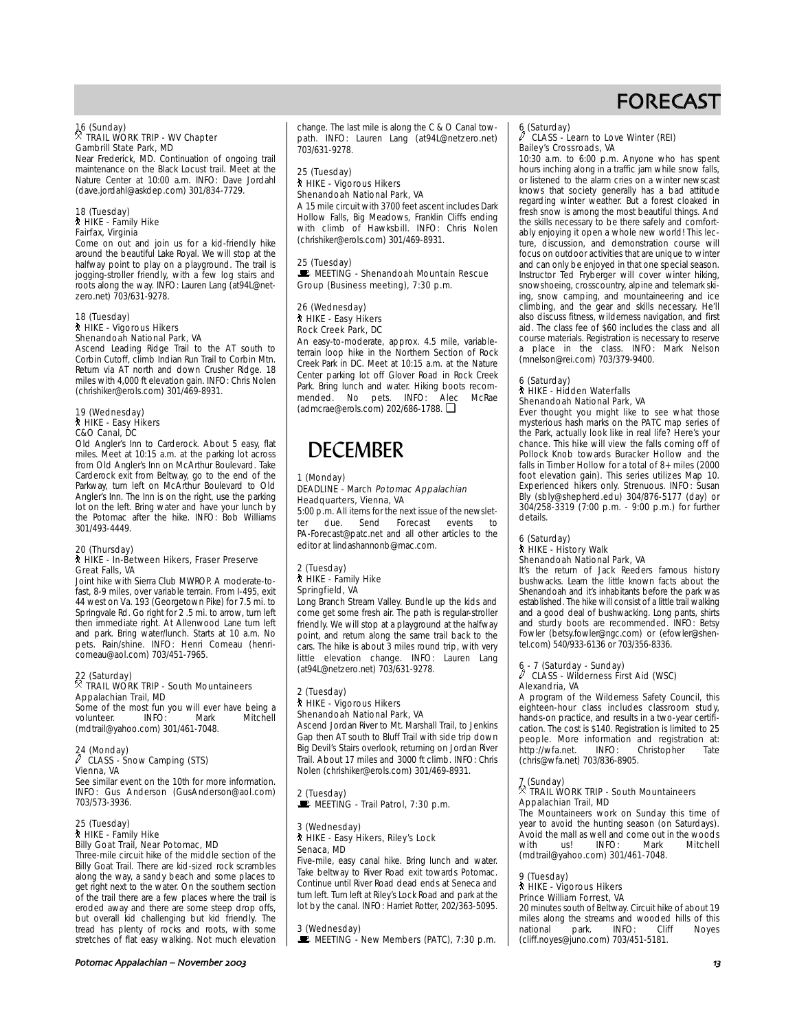# FORECAST

16 (Sunday)
TRAIL WORK TRIP - WV Chapter
Gambrill State Park, MD
Near Frederick, MD. Continuation of ongoing trail maintenance on the Black Locust trail. Meet at the Nature Center at 10:00 a.m. INFO: Dave Jordahl (dave.jordahl@askdep.com) 301/834-7729.

18 (Tuesday)
HIKE - Family Hike
Fairfax, Virginia
Come on out and join us for a kid-friendly hike around the beautiful Lake Royal. We will stop at the halfway point to play on a playground. The trail is jogging-stroller friendly, with a few log stairs and roots along the way. INFO: Lauren Lang (at94L@netzero.net) 703/631-9278.

18 (Tuesday)
HIKE - Vigorous Hikers
Shenandoah National Park, VA
Ascend Leading Ridge Trail to the AT south to Corbin Cutoff, climb Indian Run Trail to Corbin Mtn. Return via AT north and down Crusher Ridge. 18 miles with 4,000 ft elevation gain. INFO: Chris Nolen (chrishiker@erols.com) 301/469-8931.

19 (Wednesday)
HIKE - Easy Hikers
C&O Canal, DC
Old Angler's Inn to Carderock. About 5 easy, flat miles. Meet at 10:15 a.m. at the parking lot across from Old Angler's Inn on McArthur Boulevard. Take Carderock exit from Beltway, go to the end of the Parkway, turn left on McArthur Boulevard to Old Angler's Inn. The Inn is on the right, use the parking lot on the left. Bring water and have your lunch by the Potomac after the hike. INFO: Bob Williams 301/493-4449.

20 (Thursday)
HIKE - In-Between Hikers, Fraser Preserve
Great Falls, VA
Joint hike with Sierra Club MWROP. A moderate-to-fast, 8-9 miles, over variable terrain. From I-495, exit 44 west on Va. 193 (Georgetown Pike) for 7.5 mi. to Springvale Rd. Go right for 2 .5 mi. to arrow, turn left then immediate right. At Allenwood Lane turn left and park. Bring water/lunch. Starts at 10 a.m. No pets. Rain/shine. INFO: Henri Comeau (henricomeau@aol.com) 703/451-7965.

22 (Saturday)
TRAIL WORK TRIP - South Mountaineers
Appalachian Trail, MD
Some of the most fun you will ever have being a volunteer. INFO: Mark Mitchell (mdtrail@yahoo.com) 301/461-7048.

24 (Monday)
CLASS - Snow Camping (STS)
Vienna, VA
See similar event on the 10th for more information. INFO: Gus Anderson (GusAnderson@aol.com) 703/573-3936.

25 (Tuesday)
HIKE - Family Hike
Billy Goat Trail, Near Potomac, MD
Three-mile circuit hike of the middle section of the Billy Goat Trail. There are kid-sized rock scrambles along the way, a sandy beach and some places to get right next to the water. On the southern section of the trail there are a few places where the trail is eroded away and there are some steep drop offs, but overall kid challenging but kid friendly. The tread has plenty of rocks and roots, with some stretches of flat easy walking. Not much elevation change. The last mile is along the C & O Canal towpath. INFO: Lauren Lang (at94L@netzero.net) 703/631-9278.

25 (Tuesday)
HIKE - Vigorous Hikers
Shenandoah National Park, VA
A 15 mile circuit with 3700 feet ascent includes Dark Hollow Falls, Big Meadows, Franklin Cliffs ending with climb of Hawksbill. INFO: Chris Nolen (chrishiker@erols.com) 301/469-8931.

25 (Tuesday)
MEETING - Shenandoah Mountain Rescue Group (Business meeting), 7:30 p.m.

26 (Wednesday)
HIKE - Easy Hikers
Rock Creek Park, DC
An easy-to-moderate, approx. 4.5 mile, variable-terrain loop hike in the Northern Section of Rock Creek Park in DC. Meet at 10:15 a.m. at the Nature Center parking lot off Glover Road in Rock Creek Park. Bring lunch and water. Hiking boots recommended. No pets. INFO: Alec McRae (admcrae@erols.com) 202/686-1788. ❑

## DECEMBER

1 (Monday)
DEADLINE - March *Potomac Appalachian*
Headquarters, Vienna, VA
5:00 p.m. All items for the next issue of the newsletter due. Send Forecast events to PA-Forecast@patc.net and all other articles to the editor at lindashannonb@mac.com.

2 (Tuesday)
HIKE - Family Hike
Springfield, VA
Long Branch Stream Valley. Bundle up the kids and come get some fresh air. The path is regular-stroller friendly. We will stop at a playground at the halfway point, and return along the same trail back to the cars. The hike is about 3 miles round trip, with very little elevation change. INFO: Lauren Lang (at94L@netzero.net) 703/631-9278.

2 (Tuesday)
HIKE - Vigorous Hikers
Shenandoah National Park, VA
Ascend Jordan River to Mt. Marshall Trail, to Jenkins Gap then AT south to Bluff Trail with side trip down Big Devil's Stairs overlook, returning on Jordan River Trail. About 17 miles and 3000 ft climb. INFO: Chris Nolen (chrishiker@erols.com) 301/469-8931.

2 (Tuesday)
MEETING - Trail Patrol, 7:30 p.m.

3 (Wednesday)
HIKE - Easy Hikers, Riley's Lock
Senaca, MD
Five-mile, easy canal hike. Bring lunch and water. Take beltway to River Road exit towards Potomac. Continue until River Road dead ends at Seneca and turn left. Turn left at Riley's Lock Road and park at the lot by the canal. INFO: Harriet Rotter, 202/363-5095.

3 (Wednesday)
MEETING - New Members (PATC), 7:30 p.m.

6 (Saturday)
CLASS - Learn to Love Winter (REI)
Bailey's Crossroads, VA
10:30 a.m. to 6:00 p.m. Anyone who has spent hours inching along in a traffic jam while snow falls, or listened to the alarm cries on a winter newscast knows that society generally has a bad attitude regarding winter weather. But a forest cloaked in fresh snow is among the most beautiful things. And the skills necessary to be there safely and comfortably enjoying it open a whole new world! This lecture, discussion, and demonstration course will focus on outdoor activities that are unique to winter and can only be enjoyed in that one special season. Instructor Ted Fryberger will cover winter hiking, snowshoeing, crosscountry, alpine and telemark skiing, snow camping, and mountaineering and ice climbing, and the gear and skills necessary. He'll also discuss fitness, wilderness navigation, and first aid. The class fee of $60 includes the class and all course materials. Registration is necessary to reserve a place in the class. INFO: Mark Nelson (mnelson@rei.com) 703/379-9400.

6 (Saturday)
HIKE - Hidden Waterfalls
Shenandoah National Park, VA
Ever thought you might like to see what those mysterious hash marks on the PATC map series of the Park, actually look like in real life? Here's your chance. This hike will view the falls coming off of Pollock Knob towards Buracker Hollow and the falls in Timber Hollow for a total of 8+ miles (2000 foot elevation gain). This series utilizes Map 10. Experienced hikers only. Strenuous. INFO: Susan Bly (sbly@shepherd.edu) 304/876-5177 (day) or 304/258-3319 (7:00 p.m. - 9:00 p.m.) for further details.

6 (Saturday)
HIKE - History Walk
Shenandoah National Park, VA
It's the return of Jack Reeders famous history bushwacks. Learn the little known facts about the Shenandoah and it's inhabitants before the park was established. The hike will consist of a little trail walking and a good deal of bushwacking. Long pants, shirts and sturdy boots are recommended. INFO: Betsy Fowler (betsy.fowler@ngc.com) or (efowler@shentel.com) 540/933-6136 or 703/356-8336.

6 - 7 (Saturday - Sunday)
CLASS - Wilderness First Aid (WSC)
Alexandria, VA
A program of the Wilderness Safety Council, this eighteen-hour class includes classroom study, hands-on practice, and results in a two-year certification. The cost is $140. Registration is limited to 25 people. More information and registration at: http://wfa.net. INFO: Christopher Tate (chris@wfa.net) 703/836-8905.

7 (Sunday)
TRAIL WORK TRIP - South Mountaineers
Appalachian Trail, MD
The Mountaineers work on Sunday this time of year to avoid the hunting season (on Saturdays). Avoid the mall as well and come out in the woods with us! INFO: Mark Mitchell (mdtrail@yahoo.com) 301/461-7048.

9 (Tuesday)
HIKE - Vigorous Hikers
Prince William Forrest, VA
20 minutes south of Beltway. Circuit hike of about 19 miles along the streams and wooded hills of this national park. INFO: Cliff Noyes (cliff.noyes@juno.com) 703/451-5181.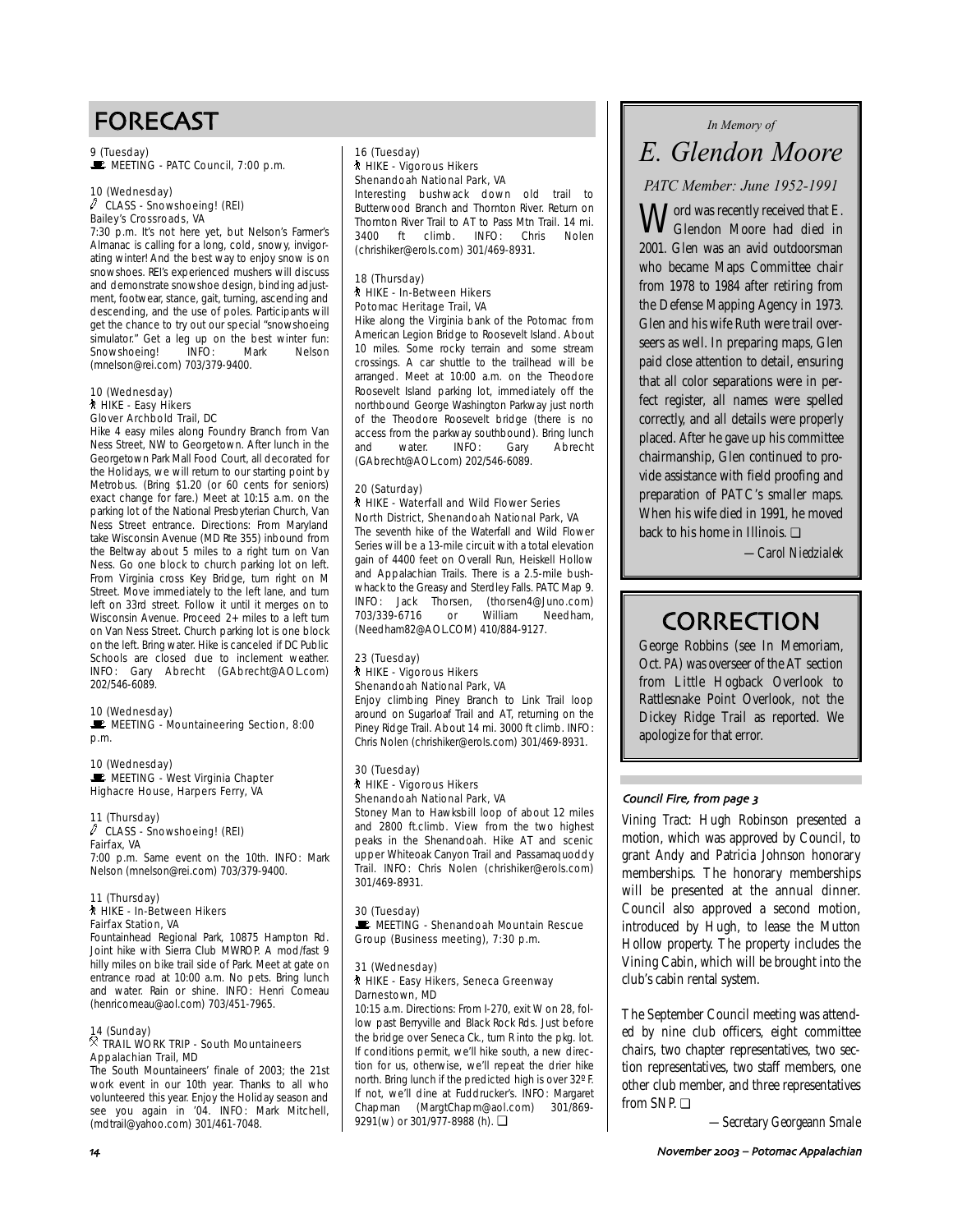# FORECAST

9 (Tuesday)
MEETING - PATC Council, 7:00 p.m.

10 (Wednesday)
CLASS - Snowshoeing! (REI)
Bailey's Crossroads, VA
7:30 p.m. It's not here yet, but Nelson's Farmer's Almanac is calling for a long, cold, snowy, invigorating winter! And the best way to enjoy snow is on snowshoes. REI's experienced mushers will discuss and demonstrate snowshoe design, binding adjustment, footwear, stance, gait, turning, ascending and descending, and the use of poles. Participants will get the chance to try out our special "snowshoeing simulator." Get a leg up on the best winter fun: Snowshoeing! INFO: Mark Nelson (mnelson@rei.com) 703/379-9400.

10 (Wednesday)
HIKE - Easy Hikers
Glover Archbold Trail, DC
Hike 4 easy miles along Foundry Branch from Van Ness Street, NW to Georgetown. After lunch in the Georgetown Park Mall Food Court, all decorated for the Holidays, we will return to our starting point by Metrobus. (Bring $1.20 (or 60 cents for seniors) exact change for fare.) Meet at 10:15 a.m. on the parking lot of the National Presbyterian Church, Van Ness Street entrance. Directions: From Maryland take Wisconsin Avenue (MD Rte 355) inbound from the Beltway about 5 miles to a right turn on Van Ness. Go one block to church parking lot on left. From Virginia cross Key Bridge, turn right on M Street. Move immediately to the left lane, and turn left on 33rd street. Follow it until it merges on to Wisconsin Avenue. Proceed 2+ miles to a left turn on Van Ness Street. Church parking lot is one block on the left. Bring water. Hike is canceled if DC Public Schools are closed due to inclement weather. INFO: Gary Abrecht (GAbrecht@AOL.com) 202/546-6089.

10 (Wednesday)
MEETING - Mountaineering Section, 8:00 p.m.

10 (Wednesday)
MEETING - West Virginia Chapter
Highacre House, Harpers Ferry, VA

11 (Thursday)
CLASS - Snowshoeing! (REI)
Fairfax, VA
7:00 p.m. Same event on the 10th. INFO: Mark Nelson (mnelson@rei.com) 703/379-9400.

11 (Thursday)
HIKE - In-Between Hikers
Fairfax Station, VA
Fountainhead Regional Park, 10875 Hampton Rd. Joint hike with Sierra Club MWROP. A mod/fast 9 hilly miles on bike trail side of Park. Meet at gate on entrance road at 10:00 a.m. No pets. Bring lunch and water. Rain or shine. INFO: Henri Comeau (henricomeau@aol.com) 703/451-7965.

14 (Sunday)
TRAIL WORK TRIP - South Mountaineers
Appalachian Trail, MD
The South Mountaineers' finale of 2003; the 21st work event in our 10th year. Thanks to all who volunteered this year. Enjoy the Holiday season and see you again in '04. INFO: Mark Mitchell, (mdtrail@yahoo.com) 301/461-7048.

16 (Tuesday)
HIKE - Vigorous Hikers
Shenandoah National Park, VA
Interesting bushwack down old trail to Butterwood Branch and Thornton River. Return on Thornton River Trail to AT to Pass Mtn Trail. 14 mi. 3400 ft climb. INFO: Chris Nolen (chrishiker@erols.com) 301/469-8931.

18 (Thursday)
HIKE - In-Between Hikers
Potomac Heritage Trail, VA
Hike along the Virginia bank of the Potomac from American Legion Bridge to Roosevelt Island. About 10 miles. Some rocky terrain and some stream crossings. A car shuttle to the trailhead will be arranged. Meet at 10:00 a.m. on the Theodore Roosevelt Island parking lot, immediately off the northbound George Washington Parkway just north of the Theodore Roosevelt bridge (there is no access from the parkway southbound). Bring lunch and water. INFO: Gary Abrecht (GAbrecht@AOL.com) 202/546-6089.

20 (Saturday)
HIKE - Waterfall and Wild Flower Series
North District, Shenandoah National Park, VA
The seventh hike of the Waterfall and Wild Flower Series will be a 13-mile circuit with a total elevation gain of 4400 feet on Overall Run, Heiskell Hollow and Appalachian Trails. There is a 2.5-mile bushwhack to the Greasy and Sterdley Falls. PATC Map 9. INFO: Jack Thorsen, (thorsen4@Juno.com) 703/339-6716 or William Needham, (Needham82@AOL.COM) 410/884-9127.

23 (Tuesday)
HIKE - Vigorous Hikers
Shenandoah National Park, VA
Enjoy climbing Piney Branch to Link Trail loop around on Sugarloaf Trail and AT, returning on the Piney Ridge Trail. About 14 mi. 3000 ft climb. INFO: Chris Nolen (chrishiker@erols.com) 301/469-8931.

30 (Tuesday)
HIKE - Vigorous Hikers
Shenandoah National Park, VA
Stoney Man to Hawksbill loop of about 12 miles and 2800 ft.climb. View from the two highest peaks in the Shenandoah. Hike AT and scenic upper Whiteoak Canyon Trail and Passamaquoddy Trail. INFO: Chris Nolen (chrishiker@erols.com) 301/469-8931.

30 (Tuesday)
MEETING - Shenandoah Mountain Rescue Group (Business meeting), 7:30 p.m.

31 (Wednesday)
HIKE - Easy Hikers, Seneca Greenway
Darnestown, MD
10:15 a.m. Directions: From I-270, exit W on 28, follow past Berryville and Black Rock Rds. Just before the bridge over Seneca Ck., turn R into the pkg. lot. If conditions permit, we'll hike south, a new direction for us, otherwise, we'll repeat the drier hike north. Bring lunch if the predicted high is over 32º F. If not, we'll dine at Fuddrucker's. INFO: Margaret Chapman (MargtChapm@aol.com) 301/869-9291(w) or 301/977-8988 (h). ❑

---

*In Memory of*

# *E. Glendon Moore*

*PATC Member: June 1952-1991*

Word was recently received that E. Glendon Moore had died in 2001. Glen was an avid outdoorsman who became Maps Committee chair from 1978 to 1984 after retiring from the Defense Mapping Agency in 1973. Glen and his wife Ruth were trail overseers as well. In preparing maps, Glen paid close attention to detail, ensuring that all color separations were in perfect register, all names were spelled correctly, and all details were properly placed. After he gave up his committee chairmanship, Glen continued to provide assistance with field proofing and preparation of PATC's smaller maps. When his wife died in 1991, he moved back to his home in Illinois. ❑

*—Carol Niedzialek*

---

# CORRECTION

George Robbins (see In Memoriam, Oct. PA) was overseer of the AT section from Little Hogback Overlook to Rattlesnake Point Overlook, not the Dickey Ridge Trail as reported. We apologize for that error.

---

### Council Fire, from page 3

Vining Tract: Hugh Robinson presented a motion, which was approved by Council, to grant Andy and Patricia Johnson honorary memberships. The honorary memberships will be presented at the annual dinner. Council also approved a second motion, introduced by Hugh, to lease the Mutton Hollow property. The property includes the Vining Cabin, which will be brought into the club's cabin rental system.

The September Council meeting was attended by nine club officers, eight committee chairs, two chapter representatives, two section representatives, two staff members, one other club member, and three representatives from SNP. ❑

*—Secretary Georgeann Smale*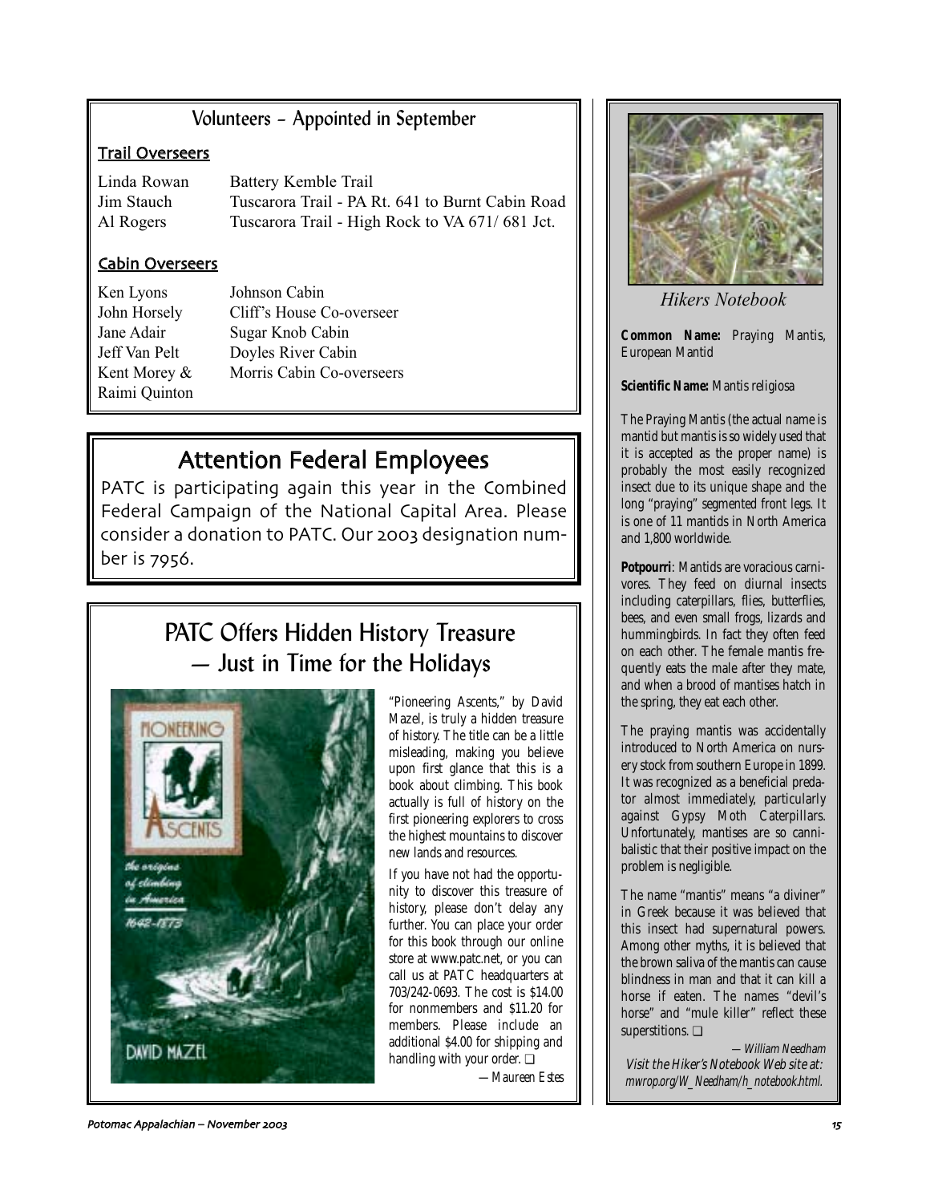## Volunteers – Appointed in September

### Trail Overseers

| | |
|---|---|
| Linda Rowan | Battery Kemble Trail |
| Jim Stauch | Tuscarora Trail - PA Rt. 641 to Burnt Cabin Road |
| Al Rogers | Tuscarora Trail - High Rock to VA 671/ 681 Jct. |

### Cabin Overseers

| | |
|---|---|
| Ken Lyons | Johnson Cabin |
| John Horsely | Cliff's House Co-overseer |
| Jane Adair | Sugar Knob Cabin |
| Jeff Van Pelt | Doyles River Cabin |
| Kent Morey & Raimi Quinton | Morris Cabin Co-overseers |

## Attention Federal Employees

PATC is participating again this year in the Combined Federal Campaign of the National Capital Area. Please consider a donation to PATC. Our 2003 designation number is 7956.

## PATC Offers Hidden History Treasure — Just in Time for the Holidays

"Pioneering Ascents," by David Mazel, is truly a hidden treasure of history. The title can be a little misleading, making you believe upon first glance that this is a book about climbing. This book actually is full of history on the first pioneering explorers to cross the highest mountains to discover new lands and resources.

If you have not had the opportunity to discover this treasure of history, please don't delay any further. You can place your order for this book through our online store at www.patc.net, or you can call us at PATC headquarters at 703/242-0693. The cost is $14.00 for nonmembers and $11.20 for members. Please include an additional $4.00 for shipping and handling with your order. ❑

*—Maureen Estes*

## Hikers Notebook

**Common Name:** Praying Mantis, European Mantid

**Scientific Name:** Mantis religiosa

The Praying Mantis (the actual name is mantid but mantis is so widely used that it is accepted as the proper name) is probably the most easily recognized insect due to its unique shape and the long "praying" segmented front legs. It is one of 11 mantids in North America and 1,800 worldwide.

**Potpourri**: Mantids are voracious carnivores. They feed on diurnal insects including caterpillars, flies, butterflies, bees, and even small frogs, lizards and hummingbirds. In fact they often feed on each other. The female mantis frequently eats the male after they mate, and when a brood of mantises hatch in the spring, they eat each other.

The praying mantis was accidentally introduced to North America on nursery stock from southern Europe in 1899. It was recognized as a beneficial predator almost immediately, particularly against Gypsy Moth Caterpillars. Unfortunately, mantises are so cannibalistic that their positive impact on the problem is negligible.

The name "mantis" means "a diviner" in Greek because it was believed that this insect had supernatural powers. Among other myths, it is believed that the brown saliva of the mantis can cause blindness in man and that it can kill a horse if eaten. The names "devil's horse" and "mule killer" reflect these superstitions. ❑

*—William Needham*

*Visit the Hiker's Notebook Web site at: mwrop.org/W_Needham/h_notebook.html.*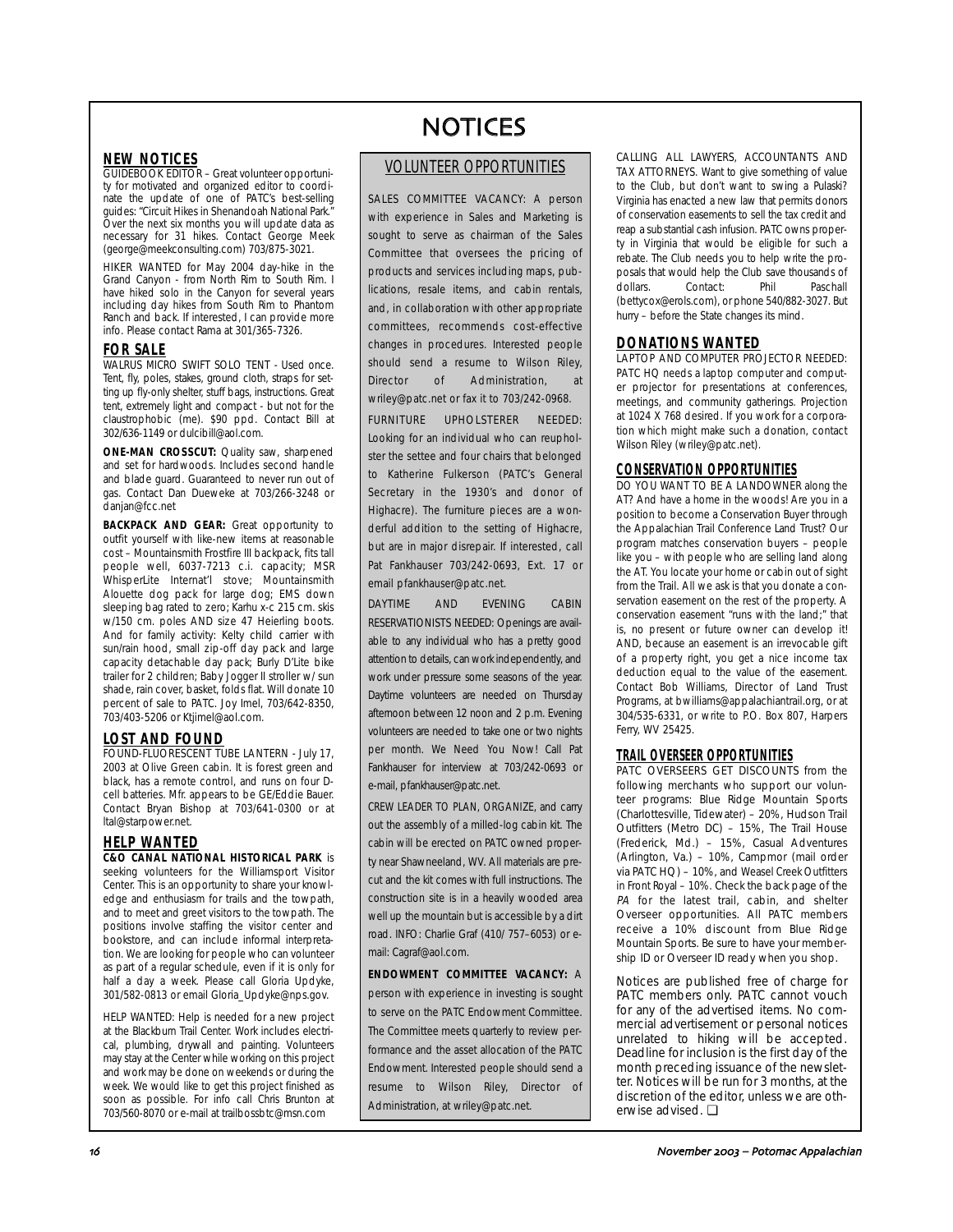# NOTICES

## NEW NOTICES

GUIDEBOOK EDITOR – Great volunteer opportunity for motivated and organized editor to coordinate the update of one of PATC's best-selling guides: "Circuit Hikes in Shenandoah National Park." Over the next six months you will update data as necessary for 31 hikes. Contact George Meek (george@meekconsulting.com) 703/875-3021.

HIKER WANTED for May 2004 day-hike in the Grand Canyon - from North Rim to South Rim. I have hiked solo in the Canyon for several years including day hikes from South Rim to Phantom Ranch and back. If interested, I can provide more info. Please contact Rama at 301/365-7326.

## FOR SALE

WALRUS MICRO SWIFT SOLO TENT - Used once. Tent, fly, poles, stakes, ground cloth, straps for setting up fly-only shelter, stuff bags, instructions. Great tent, extremely light and compact - but not for the claustrophobic (me). $90 ppd. Contact Bill at 302/636-1149 or dulcibill@aol.com.

**ONE-MAN CROSSCUT:** Quality saw, sharpened and set for hardwoods. Includes second handle and blade guard. Guaranteed to never run out of gas. Contact Dan Dueweke at 703/266-3248 or danjan@fcc.net

**BACKPACK AND GEAR:** Great opportunity to outfit yourself with like-new items at reasonable cost – Mountainsmith Frostfire III backpack, fits tall people well, 6037-7213 c.i. capacity; MSR WhisperLite Internat'l stove; Mountainsmith Alouette dog pack for large dog; EMS down sleeping bag rated to zero; Karhu x-c 215 cm. skis w/150 cm. poles AND size 47 Heierling boots. And for family activity: Kelty child carrier with sun/rain hood, small zip-off day pack and large capacity detachable day pack; Burly D'Lite bike trailer for 2 children; Baby Jogger II stroller w/ sun shade, rain cover, basket, folds flat. Will donate 10 percent of sale to PATC. Joy Imel, 703/642-8350, 703/403-5206 or Ktjimel@aol.com.

## LOST AND FOUND

FOUND-FLUORESCENT TUBE LANTERN - July 17, 2003 at Olive Green cabin. It is forest green and black, has a remote control, and runs on four D-cell batteries. Mfr. appears to be GE/Eddie Bauer. Contact Bryan Bishop at 703/641-0300 or at ltal@starpower.net.

## HELP WANTED

**C&O CANAL NATIONAL HISTORICAL PARK** is seeking volunteers for the Williamsport Visitor Center. This is an opportunity to share your knowledge and enthusiasm for trails and the towpath, and to meet and greet visitors to the towpath. The positions involve staffing the visitor center and bookstore, and can include informal interpretation. We are looking for people who can volunteer as part of a regular schedule, even if it is only for half a day a week. Please call Gloria Updyke, 301/582-0813 or email Gloria_Updyke@nps.gov.

HELP WANTED: Help is needed for a new project at the Blackburn Trail Center. Work includes electrical, plumbing, drywall and painting. Volunteers may stay at the Center while working on this project and work may be done on weekends or during the week. We would like to get this project finished as soon as possible. For info call Chris Brunton at 703/560-8070 or e-mail at trailbossbtc@msn.com

## VOLUNTEER OPPORTUNITIES

SALES COMMITTEE VACANCY: A person with experience in Sales and Marketing is sought to serve as chairman of the Sales Committee that oversees the pricing of products and services including maps, publications, resale items, and cabin rentals, and, in collaboration with other appropriate committees, recommends cost-effective changes in procedures. Interested people should send a resume to Wilson Riley, Director of Administration, at wriley@patc.net or fax it to 703/242-0968.

FURNITURE UPHOLSTERER NEEDED: Looking for an individual who can reupholster the settee and four chairs that belonged to Katherine Fulkerson (PATC's General Secretary in the 1930's and donor of Highacre). The furniture pieces are a wonderful addition to the setting of Highacre, but are in major disrepair. If interested, call Pat Fankhauser 703/242-0693, Ext. 17 or email pfankhauser@patc.net.

DAYTIME AND EVENING CABIN RESERVATIONISTS NEEDED: Openings are available to any individual who has a pretty good attention to details, can work independently, and work under pressure some seasons of the year. Daytime volunteers are needed on Thursday afternoon between 12 noon and 2 p.m. Evening volunteers are needed to take one or two nights per month. We Need You Now! Call Pat Fankhauser for interview at 703/242-0693 or e-mail, pfankhauser@patc.net.

CREW LEADER TO PLAN, ORGANIZE, and carry out the assembly of a milled-log cabin kit. The cabin will be erected on PATC owned property near Shawneeland, WV. All materials are precut and the kit comes with full instructions. The construction site is in a heavily wooded area well up the mountain but is accessible by a dirt road. INFO: Charlie Graf (410/ 757–6053) or e-mail: Cagraf@aol.com.

**ENDOWMENT COMMITTEE VACANCY:** A person with experience in investing is sought to serve on the PATC Endowment Committee. The Committee meets quarterly to review performance and the asset allocation of the PATC Endowment. Interested people should send a resume to Wilson Riley, Director of Administration, at wriley@patc.net.

CALLING ALL LAWYERS, ACCOUNTANTS AND TAX ATTORNEYS. Want to give something of value to the Club, but don't want to swing a Pulaski? Virginia has enacted a new law that permits donors of conservation easements to sell the tax credit and reap a substantial cash infusion. PATC owns property in Virginia that would be eligible for such a rebate. The Club needs you to help write the proposals that would help the Club save thousands of dollars. Contact: Phil Paschall (bettycox@erols.com), or phone 540/882-3027. But hurry – before the State changes its mind.

## DONATIONS WANTED

LAPTOP AND COMPUTER PROJECTOR NEEDED: PATC HQ needs a laptop computer and computer projector for presentations at conferences, meetings, and community gatherings. Projection at 1024 X 768 desired. If you work for a corporation which might make such a donation, contact Wilson Riley (wriley@patc.net).

## CONSERVATION OPPORTUNITIES

DO YOU WANT TO BE A LANDOWNER along the AT? And have a home in the woods! Are you in a position to become a Conservation Buyer through the Appalachian Trail Conference Land Trust? Our program matches conservation buyers – people like you – with people who are selling land along the AT. You locate your home or cabin out of sight from the Trail. All we ask is that you donate a conservation easement on the rest of the property. A conservation easement "runs with the land;" that is, no present or future owner can develop it! AND, because an easement is an irrevocable gift of a property right, you get a nice income tax deduction equal to the value of the easement. Contact Bob Williams, Director of Land Trust Programs, at bwilliams@appalachiantrail.org, or at 304/535-6331, or write to P.O. Box 807, Harpers Ferry, WV 25425.

## TRAIL OVERSEER OPPORTUNITIES

PATC OVERSEERS GET DISCOUNTS from the following merchants who support our volunteer programs: Blue Ridge Mountain Sports (Charlottesville, Tidewater) – 20%, Hudson Trail Outfitters (Metro DC) – 15%, The Trail House (Frederick, Md.) – 15%, Casual Adventures (Arlington, Va.) – 10%, Campmor (mail order via PATC HQ) – 10%, and Weasel Creek Outfitters in Front Royal – 10%. Check the back page of the *PA* for the latest trail, cabin, and shelter Overseer opportunities. All PATC members receive a 10% discount from Blue Ridge Mountain Sports. Be sure to have your membership ID or Overseer ID ready when you shop.

Notices are published free of charge for PATC members only. PATC cannot vouch for any of the advertised items. No commercial advertisement or personal notices unrelated to hiking will be accepted. Deadline for inclusion is the first day of the month preceding issuance of the newsletter. Notices will be run for 3 months, at the discretion of the editor, unless we are otherwise advised. ❑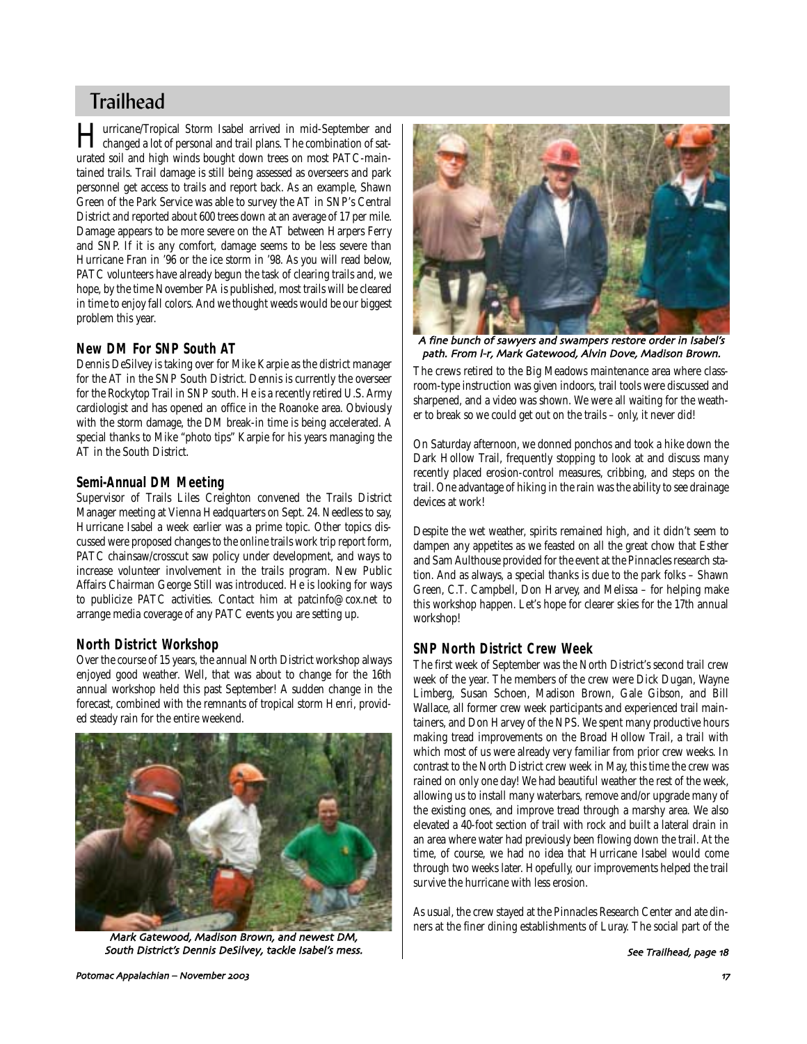# Trailhead

Hurricane/Tropical Storm Isabel arrived in mid-September and changed a lot of personal and trail plans. The combination of saturated soil and high winds bought down trees on most PATC-maintained trails. Trail damage is still being assessed as overseers and park personnel get access to trails and report back. As an example, Shawn Green of the Park Service was able to survey the AT in SNP's Central District and reported about 600 trees down at an average of 17 per mile. Damage appears to be more severe on the AT between Harpers Ferry and SNP. If it is any comfort, damage seems to be less severe than Hurricane Fran in '96 or the ice storm in '98. As you will read below, PATC volunteers have already begun the task of clearing trails and, we hope, by the time November *PA* is published, most trails will be cleared in time to enjoy fall colors. And we thought weeds would be our biggest problem this year.

### New DM For SNP South AT

Dennis DeSilvey is taking over for Mike Karpie as the district manager for the AT in the SNP South District. Dennis is currently the overseer for the Rockytop Trail in SNP south. He is a recently retired U.S. Army cardiologist and has opened an office in the Roanoke area. Obviously with the storm damage, the DM break-in time is being accelerated. A special thanks to Mike "photo tips" Karpie for his years managing the AT in the South District.

### Semi-Annual DM Meeting

Supervisor of Trails Liles Creighton convened the Trails District Manager meeting at Vienna Headquarters on Sept. 24. Needless to say, Hurricane Isabel a week earlier was a prime topic. Other topics discussed were proposed changes to the online trails work trip report form, PATC chainsaw/crosscut saw policy under development, and ways to increase volunteer involvement in the trails program. New Public Affairs Chairman George Still was introduced. He is looking for ways to publicize PATC activities. Contact him at patcinfo@cox.net to arrange media coverage of any PATC events you are setting up.

### North District Workshop

Over the course of 15 years, the annual North District workshop always enjoyed good weather. Well, that was about to change for the 16th annual workshop held this past September! A sudden change in the forecast, combined with the remnants of tropical storm Henri, provided steady rain for the entire weekend.

*Mark Gatewood, Madison Brown, and newest DM, South District's Dennis DeSilvey, tackle Isabel's mess.*

*A fine bunch of sawyers and swampers restore order in Isabel's path. From l-r, Mark Gatewood, Alvin Dove, Madison Brown.*

The crews retired to the Big Meadows maintenance area where classroom-type instruction was given indoors, trail tools were discussed and sharpened, and a video was shown. We were all waiting for the weather to break so we could get out on the trails – only, it never did!

On Saturday afternoon, we donned ponchos and took a hike down the Dark Hollow Trail, frequently stopping to look at and discuss many recently placed erosion-control measures, cribbing, and steps on the trail. One advantage of hiking in the rain was the ability to see drainage devices at work!

Despite the wet weather, spirits remained high, and it didn't seem to dampen any appetites as we feasted on all the great chow that Esther and Sam Aulthouse provided for the event at the Pinnacles research station. And as always, a special thanks is due to the park folks – Shawn Green, C.T. Campbell, Don Harvey, and Melissa – for helping make this workshop happen. Let's hope for clearer skies for the 17th annual workshop!

### SNP North District Crew Week

The first week of September was the North District's second trail crew week of the year. The members of the crew were Dick Dugan, Wayne Limberg, Susan Schoen, Madison Brown, Gale Gibson, and Bill Wallace, all former crew week participants and experienced trail maintainers, and Don Harvey of the NPS. We spent many productive hours making tread improvements on the Broad Hollow Trail, a trail with which most of us were already very familiar from prior crew weeks. In contrast to the North District crew week in May, this time the crew was rained on only one day! We had beautiful weather the rest of the week, allowing us to install many waterbars, remove and/or upgrade many of the existing ones, and improve tread through a marshy area. We also elevated a 40-foot section of trail with rock and built a lateral drain in an area where water had previously been flowing down the trail. At the time, of course, we had no idea that Hurricane Isabel would come through two weeks later. Hopefully, our improvements helped the trail survive the hurricane with less erosion.

As usual, the crew stayed at the Pinnacles Research Center and ate dinners at the finer dining establishments of Luray. The social part of the

*See Trailhead, page 18*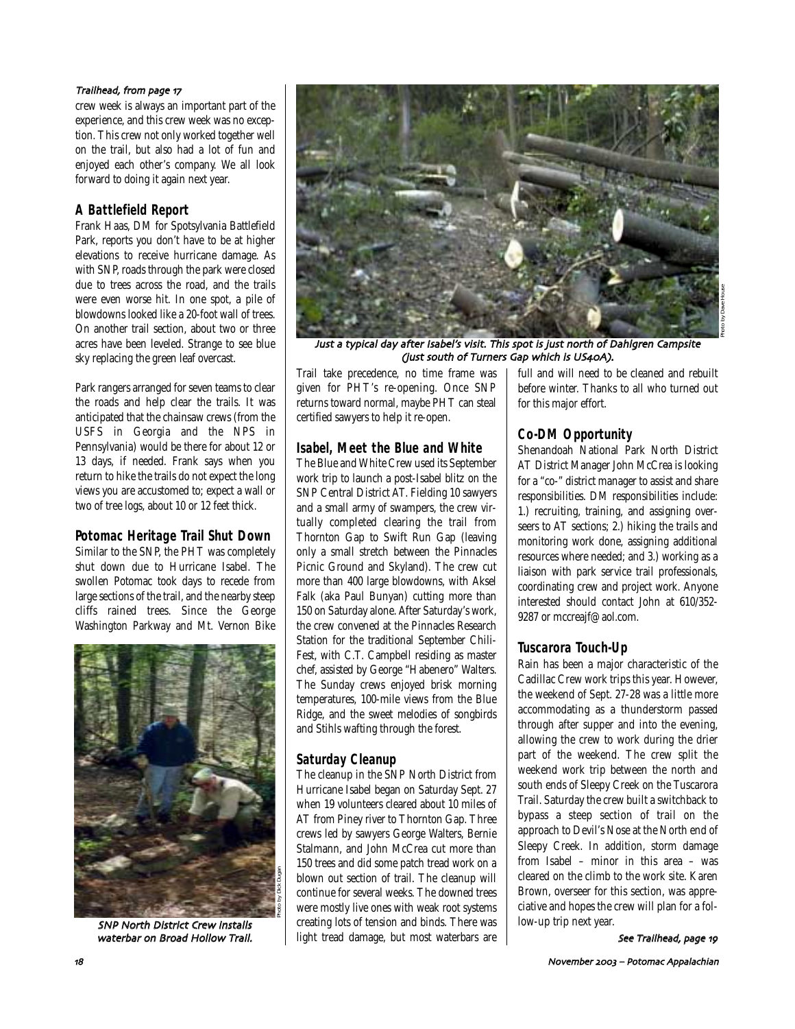*Trailhead, from page 17*

crew week is always an important part of the experience, and this crew week was no exception. This crew not only worked together well on the trail, but also had a lot of fun and enjoyed each other's company. We all look forward to doing it again next year.

## A Battlefield Report

Frank Haas, DM for Spotsylvania Battlefield Park, reports you don't have to be at higher elevations to receive hurricane damage. As with SNP, roads through the park were closed due to trees across the road, and the trails were even worse hit. In one spot, a pile of blowdowns looked like a 20-foot wall of trees. On another trail section, about two or three acres have been leveled. Strange to see blue sky replacing the green leaf overcast.

Park rangers arranged for seven teams to clear the roads and help clear the trails. It was anticipated that the chainsaw crews (from the USFS in Georgia and the NPS in Pennsylvania) would be there for about 12 or 13 days, if needed. Frank says when you return to hike the trails do not expect the long views you are accustomed to; expect a wall or two of tree logs, about 10 or 12 feet thick.

## Potomac Heritage Trail Shut Down

Similar to the SNP, the PHT was completely shut down due to Hurricane Isabel. The swollen Potomac took days to recede from large sections of the trail, and the nearby steep cliffs rained trees. Since the George Washington Parkway and Mt. Vernon Bike Trail take precedence, no time frame was given for PHT's re-opening. Once SNP returns toward normal, maybe PHT can steal certified sawyers to help it re-open.

*SNP North District Crew installs waterbar on Broad Hollow Trail.* Photo by Dick Dugan

*Just a typical day after Isabel's visit. This spot is just north of Dahlgren Campsite (just south of Turners Gap which is US40A).* Photo by Dave House

## Isabel, Meet the Blue and White

The Blue and White Crew used its September work trip to launch a post-Isabel blitz on the SNP Central District AT. Fielding 10 sawyers and a small army of swampers, the crew virtually completed clearing the trail from Thornton Gap to Swift Run Gap (leaving only a small stretch between the Pinnacles Picnic Ground and Skyland). The crew cut more than 400 large blowdowns, with Aksel Falk (aka Paul Bunyan) cutting more than 150 on Saturday alone. After Saturday's work, the crew convened at the Pinnacles Research Station for the traditional September Chili-Fest, with C.T. Campbell residing as master chef, assisted by George "Habenero" Walters. The Sunday crews enjoyed brisk morning temperatures, 100-mile views from the Blue Ridge, and the sweet melodies of songbirds and Stihls wafting through the forest.

## Saturday Cleanup

The cleanup in the SNP North District from Hurricane Isabel began on Saturday Sept. 27 when 19 volunteers cleared about 10 miles of AT from Piney river to Thornton Gap. Three crews led by sawyers George Walters, Bernie Stalmann, and John McCrea cut more than 150 trees and did some patch tread work on a blown out section of trail. The cleanup will continue for several weeks. The downed trees were mostly live ones with weak root systems creating lots of tension and binds. There was light tread damage, but most waterbars are full and will need to be cleaned and rebuilt before winter. Thanks to all who turned out for this major effort.

## Co-DM Opportunity

Shenandoah National Park North District AT District Manager John McCrea is looking for a "co-" district manager to assist and share responsibilities. DM responsibilities include: 1.) recruiting, training, and assigning overseers to AT sections; 2.) hiking the trails and monitoring work done, assigning additional resources where needed; and 3.) working as a liaison with park service trail professionals, coordinating crew and project work. Anyone interested should contact John at 610/352-9287 or mccreajf@aol.com.

## Tuscarora Touch-Up

Rain has been a major characteristic of the Cadillac Crew work trips this year. However, the weekend of Sept. 27-28 was a little more accommodating as a thunderstorm passed through after supper and into the evening, allowing the crew to work during the drier part of the weekend. The crew split the weekend work trip between the north and south ends of Sleepy Creek on the Tuscarora Trail. Saturday the crew built a switchback to bypass a steep section of trail on the approach to Devil's Nose at the North end of Sleepy Creek. In addition, storm damage from Isabel – minor in this area – was cleared on the climb to the work site. Karen Brown, overseer for this section, was appreciative and hopes the crew will plan for a follow-up trip next year.

*See Trailhead, page 19*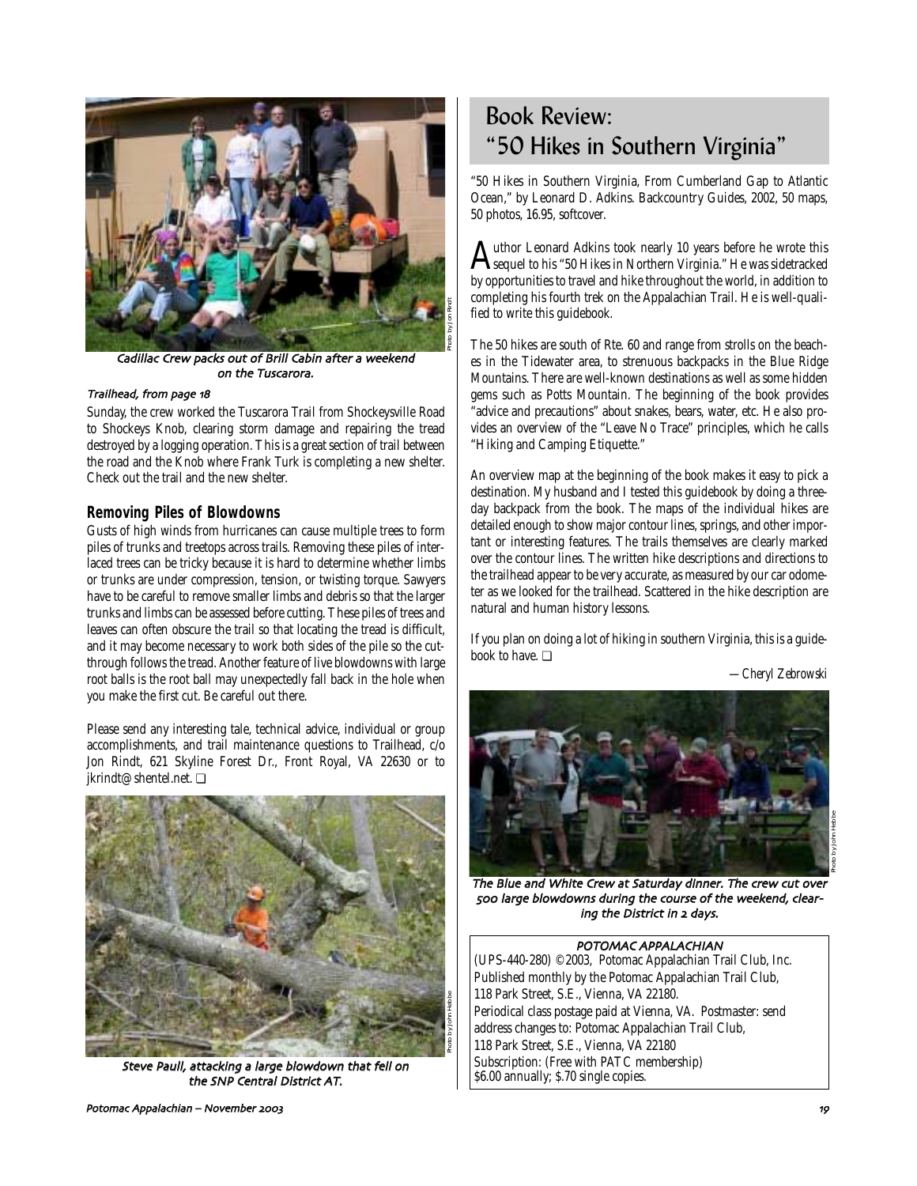Cadillac Crew packs out of Brill Cabin after a weekend on the Tuscarora.

Photo by Jon Rindt

*Trailhead, from page 18*

Sunday, the crew worked the Tuscarora Trail from Shockeysville Road to Shockeys Knob, clearing storm damage and repairing the tread destroyed by a logging operation. This is a great section of trail between the road and the Knob where Frank Turk is completing a new shelter. Check out the trail and the new shelter.

### Removing Piles of Blowdowns

Gusts of high winds from hurricanes can cause multiple trees to form piles of trunks and treetops across trails. Removing these piles of interlaced trees can be tricky because it is hard to determine whether limbs or trunks are under compression, tension, or twisting torque. Sawyers have to be careful to remove smaller limbs and debris so that the larger trunks and limbs can be assessed before cutting. These piles of trees and leaves can often obscure the trail so that locating the tread is difficult, and it may become necessary to work both sides of the pile so the cut-through follows the tread. Another feature of live blowdowns with large root balls is the root ball may unexpectedly fall back in the hole when you make the first cut. Be careful out there.

Please send any interesting tale, technical advice, individual or group accomplishments, and trail maintenance questions to Trailhead, c/o Jon Rindt, 621 Skyline Forest Dr., Front Royal, VA 22630 or to jkrindt@shentel.net. ❑

Steve Paull, attacking a large blowdown that fell on the SNP Central District AT.

Photo by John Hebbe

## Book Review: "50 Hikes in Southern Virginia"

"50 Hikes in Southern Virginia, From Cumberland Gap to Atlantic Ocean," by Leonard D. Adkins. Backcountry Guides, 2002, 50 maps, 50 photos, 16.95, softcover.

Author Leonard Adkins took nearly 10 years before he wrote this sequel to his "50 Hikes in Northern Virginia." He was sidetracked by opportunities to travel and hike throughout the world, in addition to completing his fourth trek on the Appalachian Trail. He is well-qualified to write this guidebook.

The 50 hikes are south of Rte. 60 and range from strolls on the beaches in the Tidewater area, to strenuous backpacks in the Blue Ridge Mountains. There are well-known destinations as well as some hidden gems such as Potts Mountain. The beginning of the book provides "advice and precautions" about snakes, bears, water, etc. He also provides an overview of the "Leave No Trace" principles, which he calls "Hiking and Camping Etiquette."

An overview map at the beginning of the book makes it easy to pick a destination. My husband and I tested this guidebook by doing a three-day backpack from the book. The maps of the individual hikes are detailed enough to show major contour lines, springs, and other important or interesting features. The trails themselves are clearly marked over the contour lines. The written hike descriptions and directions to the trailhead appear to be very accurate, as measured by our car odometer as we looked for the trailhead. Scattered in the hike description are natural and human history lessons.

If you plan on doing a lot of hiking in southern Virginia, this is a guidebook to have. ❑

*—Cheryl Zebrowski*

The Blue and White Crew at Saturday dinner. The crew cut over 500 large blowdowns during the course of the weekend, clearing the District in 2 days.

Photo by John Hebbe

**POTOMAC APPALACHIAN**
(UPS-440-280) ©2003, Potomac Appalachian Trail Club, Inc.
Published monthly by the Potomac Appalachian Trail Club,
118 Park Street, S.E., Vienna, VA 22180.
Periodical class postage paid at Vienna, VA. Postmaster: send address changes to: Potomac Appalachian Trail Club,
118 Park Street, S.E., Vienna, VA 22180
Subscription: (Free with PATC membership)
$6.00 annually; $.70 single copies.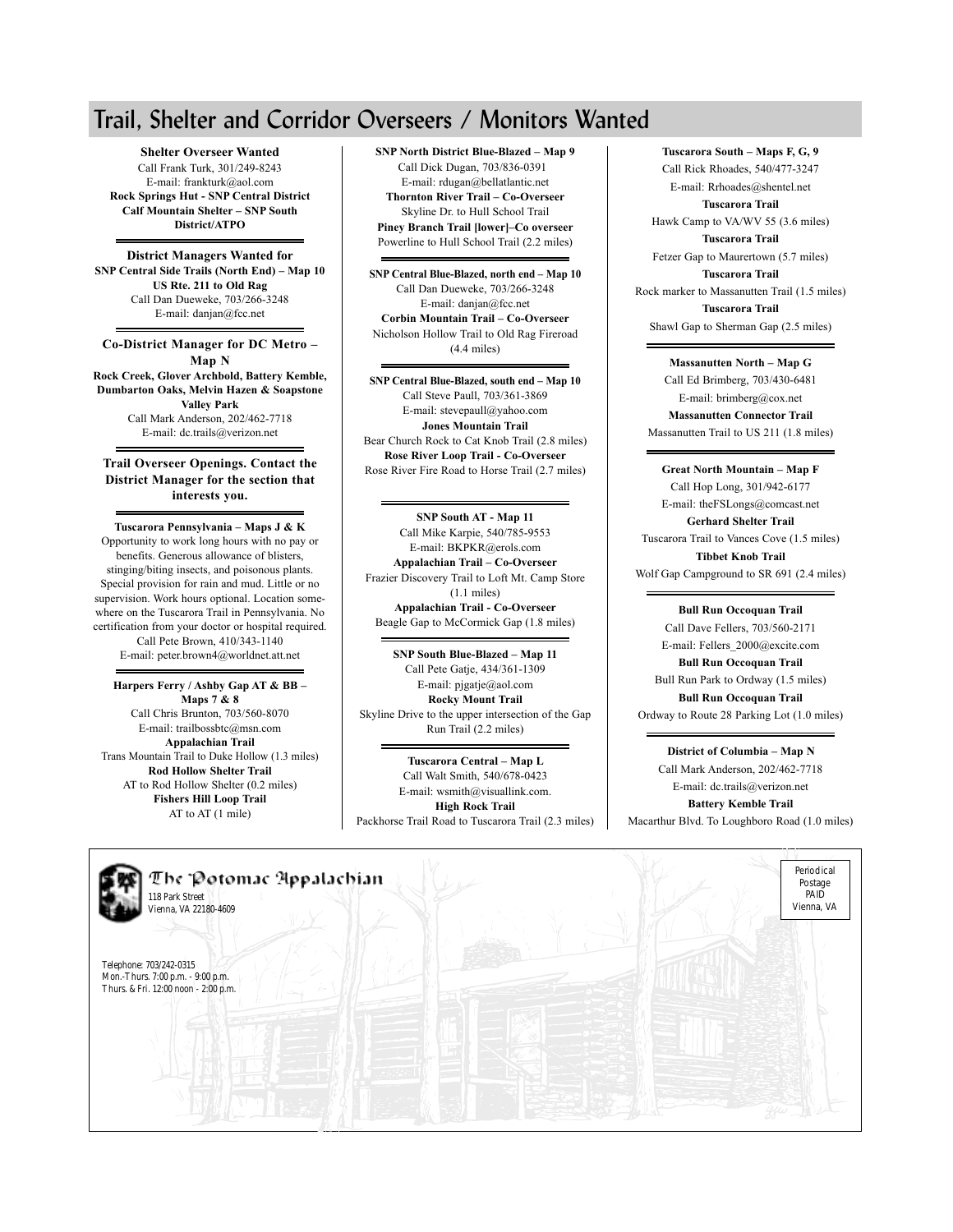# Trail, Shelter and Corridor Overseers / Monitors Wanted

**Shelter Overseer Wanted**
Call Frank Turk, 301/249-8243
E-mail: frankturk@aol.com
**Rock Springs Hut - SNP Central District**
**Calf Mountain Shelter – SNP South District/ATPO**

---

**District Managers Wanted for SNP Central Side Trails (North End) – Map 10**
**US Rte. 211 to Old Rag**
Call Dan Dueweke, 703/266-3248
E-mail: danjan@fcc.net

---

**Co-District Manager for DC Metro – Map N**
**Rock Creek, Glover Archbold, Battery Kemble, Dumbarton Oaks, Melvin Hazen & Soapstone Valley Park**
Call Mark Anderson, 202/462-7718
E-mail: dc.trails@verizon.net

---

**Trail Overseer Openings. Contact the District Manager for the section that interests you.**

---

**Tuscarora Pennsylvania – Maps J & K**
Opportunity to work long hours with no pay or benefits. Generous allowance of blisters, stinging/biting insects, and poisonous plants. Special provision for rain and mud. Little or no supervision. Work hours optional. Location somewhere on the Tuscarora Trail in Pennsylvania. No certification from your doctor or hospital required.
Call Pete Brown, 410/343-1140
E-mail: peter.brown4@worldnet.att.net

---

**Harpers Ferry / Ashby Gap AT & BB – Maps 7 & 8**
Call Chris Brunton, 703/560-8070
E-mail: trailbossbtc@msn.com
**Appalachian Trail**
Trans Mountain Trail to Duke Hollow (1.3 miles)
**Rod Hollow Shelter Trail**
AT to Rod Hollow Shelter (0.2 miles)
**Fishers Hill Loop Trail**
AT to AT (1 mile)

---

**SNP North District Blue-Blazed – Map 9**
Call Dick Dugan, 703/836-0391
E-mail: rdugan@bellatlantic.net
**Thornton River Trail – Co-Overseer**
Skyline Dr. to Hull School Trail
**Piney Branch Trail [lower]–Co overseer**
Powerline to Hull School Trail (2.2 miles)

---

**SNP Central Blue-Blazed, north end – Map 10**
Call Dan Dueweke, 703/266-3248
E-mail: danjan@fcc.net
**Corbin Mountain Trail – Co-Overseer**
Nicholson Hollow Trail to Old Rag Fireroad (4.4 miles)

---

**SNP Central Blue-Blazed, south end – Map 10**
Call Steve Paull, 703/361-3869
E-mail: stevepaull@yahoo.com
**Jones Mountain Trail**
Bear Church Rock to Cat Knob Trail (2.8 miles)
**Rose River Loop Trail - Co-Overseer**
Rose River Fire Road to Horse Trail (2.7 miles)

---

**SNP South AT - Map 11**
Call Mike Karpie, 540/785-9553
E-mail: BKPKR@erols.com
**Appalachian Trail – Co-Overseer**
Frazier Discovery Trail to Loft Mt. Camp Store (1.1 miles)
**Appalachian Trail - Co-Overseer**
Beagle Gap to McCormick Gap (1.8 miles)

---

**SNP South Blue-Blazed – Map 11**
Call Pete Gatje, 434/361-1309
E-mail: pjgatje@aol.com
**Rocky Mount Trail**
Skyline Drive to the upper intersection of the Gap Run Trail (2.2 miles)

---

**Tuscarora Central – Map L**
Call Walt Smith, 540/678-0423
E-mail: wsmith@visuallink.com.
**High Rock Trail**
Packhorse Trail Road to Tuscarora Trail (2.3 miles)

---

**Tuscarora South – Maps F, G, 9**
Call Rick Rhoades, 540/477-3247
E-mail: Rrhoades@shentel.net
**Tuscarora Trail**
Hawk Camp to VA/WV 55 (3.6 miles)
**Tuscarora Trail**
Fetzer Gap to Maurertown (5.7 miles)
**Tuscarora Trail**
Rock marker to Massanutten Trail (1.5 miles)
**Tuscarora Trail**
Shawl Gap to Sherman Gap (2.5 miles)

---

**Massanutten North – Map G**
Call Ed Brimberg, 703/430-6481
E-mail: brimberg@cox.net
**Massanutten Connector Trail**
Massanutten Trail to US 211 (1.8 miles)

---

**Great North Mountain – Map F**
Call Hop Long, 301/942-6177
E-mail: theFSLongs@comcast.net
**Gerhard Shelter Trail**
Tuscarora Trail to Vances Cove (1.5 miles)
**Tibbet Knob Trail**
Wolf Gap Campground to SR 691 (2.4 miles)

---

**Bull Run Occoquan Trail**
Call Dave Fellers, 703/560-2171
E-mail: Fellers_2000@excite.com
**Bull Run Occoquan Trail**
Bull Run Park to Ordway (1.5 miles)
**Bull Run Occoquan Trail**
Ordway to Route 28 Parking Lot (1.0 miles)

---

**District of Columbia – Map N**
Call Mark Anderson, 202/462-7718
E-mail: dc.trails@verizon.net
**Battery Kemble Trail**
Macarthur Blvd. To Loughboro Road (1.0 miles)

---

The Potomac Appalachian
118 Park Street
Vienna, VA 22180-4609

Periodical Postage PAID Vienna, VA

Telephone: 703/242-0315
Mon.-Thurs. 7:00 p.m. - 9:00 p.m.
Thurs. & Fri. 12:00 noon - 2:00 p.m.